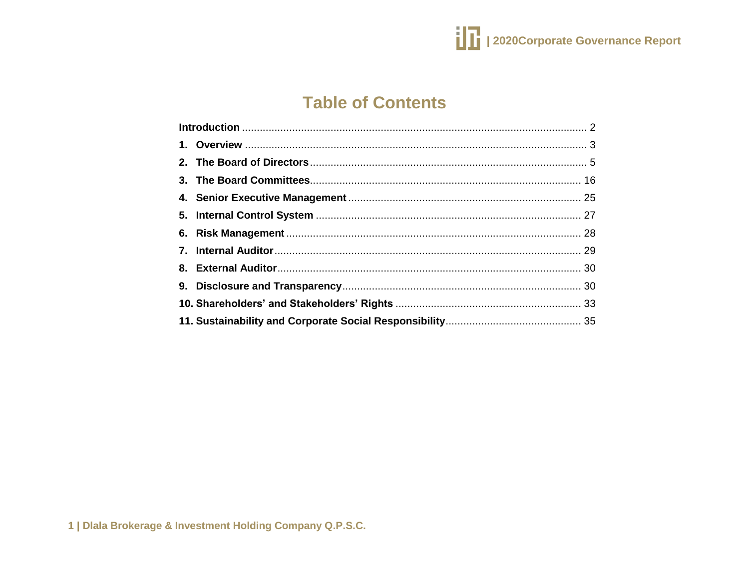# Table of Contents

**Introduction** ........ 2

1. **Overview** ........ 3
2. **The Board of Directors** ........ 5
3. **The Board Committees** ........ 16
4. **Senior Executive Management** ........ 25
5. **Internal Control System** ........ 27
6. **Risk Management** ........ 28
7. **Internal Auditor** ........ 29
8. **External Auditor** ........ 30
9. **Disclosure and Transparency** ........ 30
10. **Shareholders' and Stakeholders' Rights** ........ 33
11. **Sustainability and Corporate Social Responsibility** ........ 35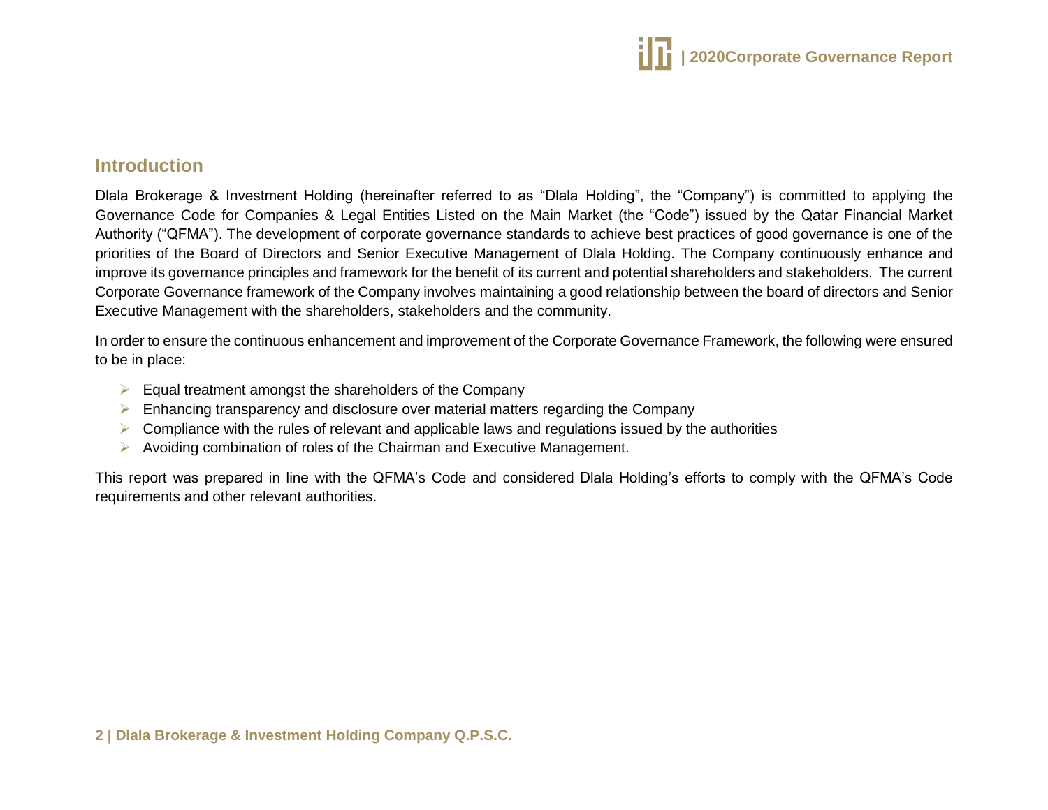## Introduction

Dlala Brokerage & Investment Holding (hereinafter referred to as "Dlala Holding", the "Company") is committed to applying the Governance Code for Companies & Legal Entities Listed on the Main Market (the "Code") issued by the Qatar Financial Market Authority ("QFMA"). The development of corporate governance standards to achieve best practices of good governance is one of the priorities of the Board of Directors and Senior Executive Management of Dlala Holding. The Company continuously enhance and improve its governance principles and framework for the benefit of its current and potential shareholders and stakeholders. The current Corporate Governance framework of the Company involves maintaining a good relationship between the board of directors and Senior Executive Management with the shareholders, stakeholders and the community.

In order to ensure the continuous enhancement and improvement of the Corporate Governance Framework, the following were ensured to be in place:

- Equal treatment amongst the shareholders of the Company
- Enhancing transparency and disclosure over material matters regarding the Company
- Compliance with the rules of relevant and applicable laws and regulations issued by the authorities
- Avoiding combination of roles of the Chairman and Executive Management.

This report was prepared in line with the QFMA's Code and considered Dlala Holding's efforts to comply with the QFMA's Code requirements and other relevant authorities.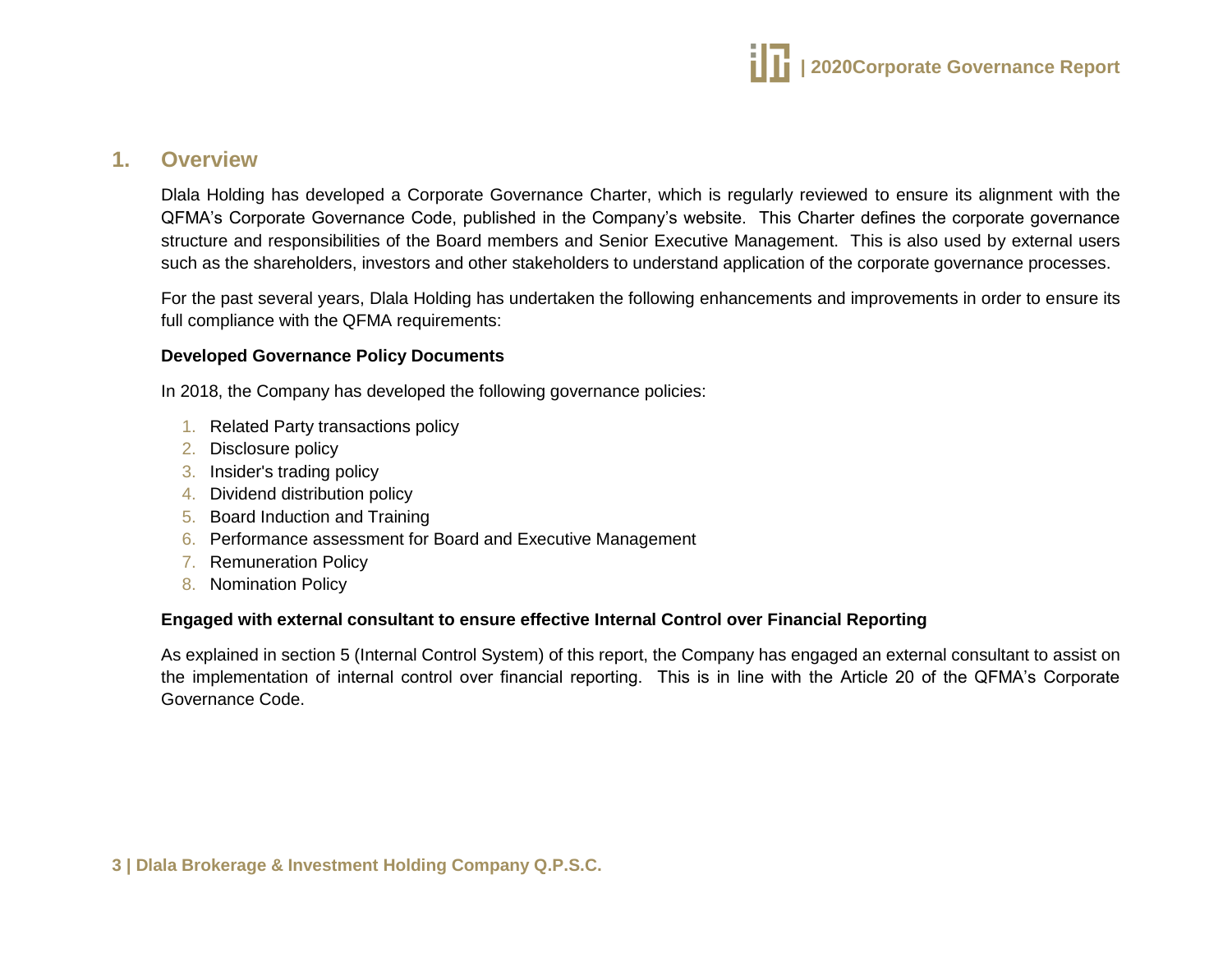## 1. Overview

Dlala Holding has developed a Corporate Governance Charter, which is regularly reviewed to ensure its alignment with the QFMA's Corporate Governance Code, published in the Company's website. This Charter defines the corporate governance structure and responsibilities of the Board members and Senior Executive Management. This is also used by external users such as the shareholders, investors and other stakeholders to understand application of the corporate governance processes.

For the past several years, Dlala Holding has undertaken the following enhancements and improvements in order to ensure its full compliance with the QFMA requirements:

**Developed Governance Policy Documents**

In 2018, the Company has developed the following governance policies:

1. Related Party transactions policy
2. Disclosure policy
3. Insider's trading policy
4. Dividend distribution policy
5. Board Induction and Training
6. Performance assessment for Board and Executive Management
7. Remuneration Policy
8. Nomination Policy

**Engaged with external consultant to ensure effective Internal Control over Financial Reporting**

As explained in section 5 (Internal Control System) of this report, the Company has engaged an external consultant to assist on the implementation of internal control over financial reporting. This is in line with the Article 20 of the QFMA's Corporate Governance Code.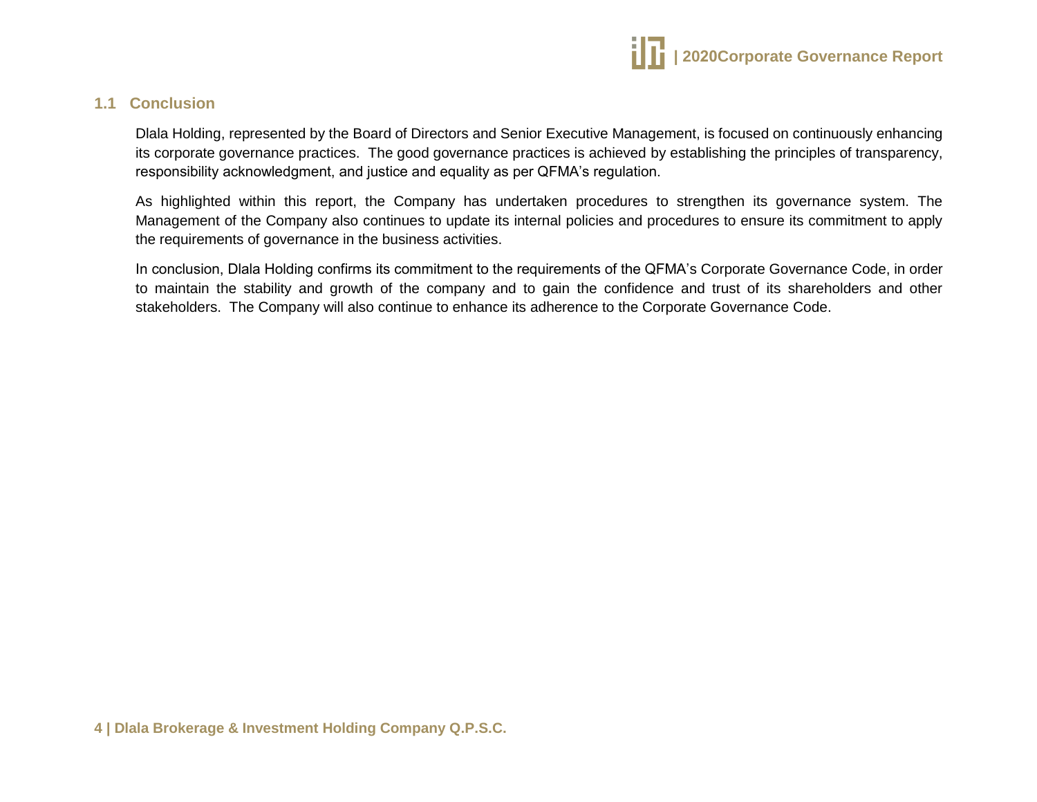## 1.1 Conclusion

Dlala Holding, represented by the Board of Directors and Senior Executive Management, is focused on continuously enhancing its corporate governance practices. The good governance practices is achieved by establishing the principles of transparency, responsibility acknowledgment, and justice and equality as per QFMA's regulation.

As highlighted within this report, the Company has undertaken procedures to strengthen its governance system. The Management of the Company also continues to update its internal policies and procedures to ensure its commitment to apply the requirements of governance in the business activities.

In conclusion, Dlala Holding confirms its commitment to the requirements of the QFMA's Corporate Governance Code, in order to maintain the stability and growth of the company and to gain the confidence and trust of its shareholders and other stakeholders. The Company will also continue to enhance its adherence to the Corporate Governance Code.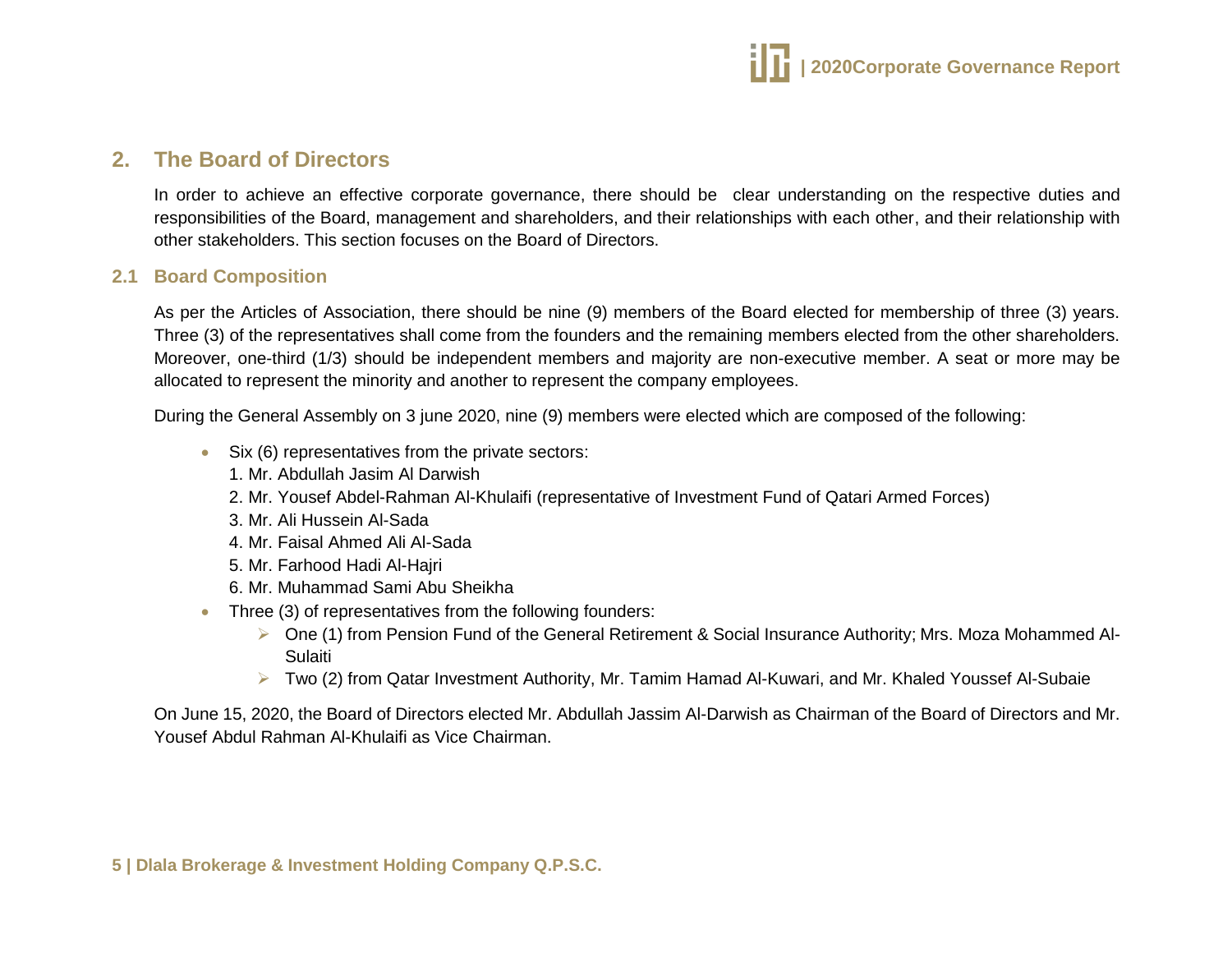## 2. The Board of Directors

In order to achieve an effective corporate governance, there should be clear understanding on the respective duties and responsibilities of the Board, management and shareholders, and their relationships with each other, and their relationship with other stakeholders. This section focuses on the Board of Directors.

### 2.1 Board Composition

As per the Articles of Association, there should be nine (9) members of the Board elected for membership of three (3) years. Three (3) of the representatives shall come from the founders and the remaining members elected from the other shareholders. Moreover, one-third (1/3) should be independent members and majority are non-executive member. A seat or more may be allocated to represent the minority and another to represent the company employees.

During the General Assembly on 3 june 2020, nine (9) members were elected which are composed of the following:

- Six (6) representatives from the private sectors:
  1. Mr. Abdullah Jasim Al Darwish
  2. Mr. Yousef Abdel-Rahman Al-Khulaifi (representative of Investment Fund of Qatari Armed Forces)
  3. Mr. Ali Hussein Al-Sada
  4. Mr. Faisal Ahmed Ali Al-Sada
  5. Mr. Farhood Hadi Al-Hajri
  6. Mr. Muhammad Sami Abu Sheikha
- Three (3) of representatives from the following founders:
  - One (1) from Pension Fund of the General Retirement & Social Insurance Authority; Mrs. Moza Mohammed Al-Sulaiti
  - Two (2) from Qatar Investment Authority, Mr. Tamim Hamad Al-Kuwari, and Mr. Khaled Youssef Al-Subaie

On June 15, 2020, the Board of Directors elected Mr. Abdullah Jassim Al-Darwish as Chairman of the Board of Directors and Mr. Yousef Abdul Rahman Al-Khulaifi as Vice Chairman.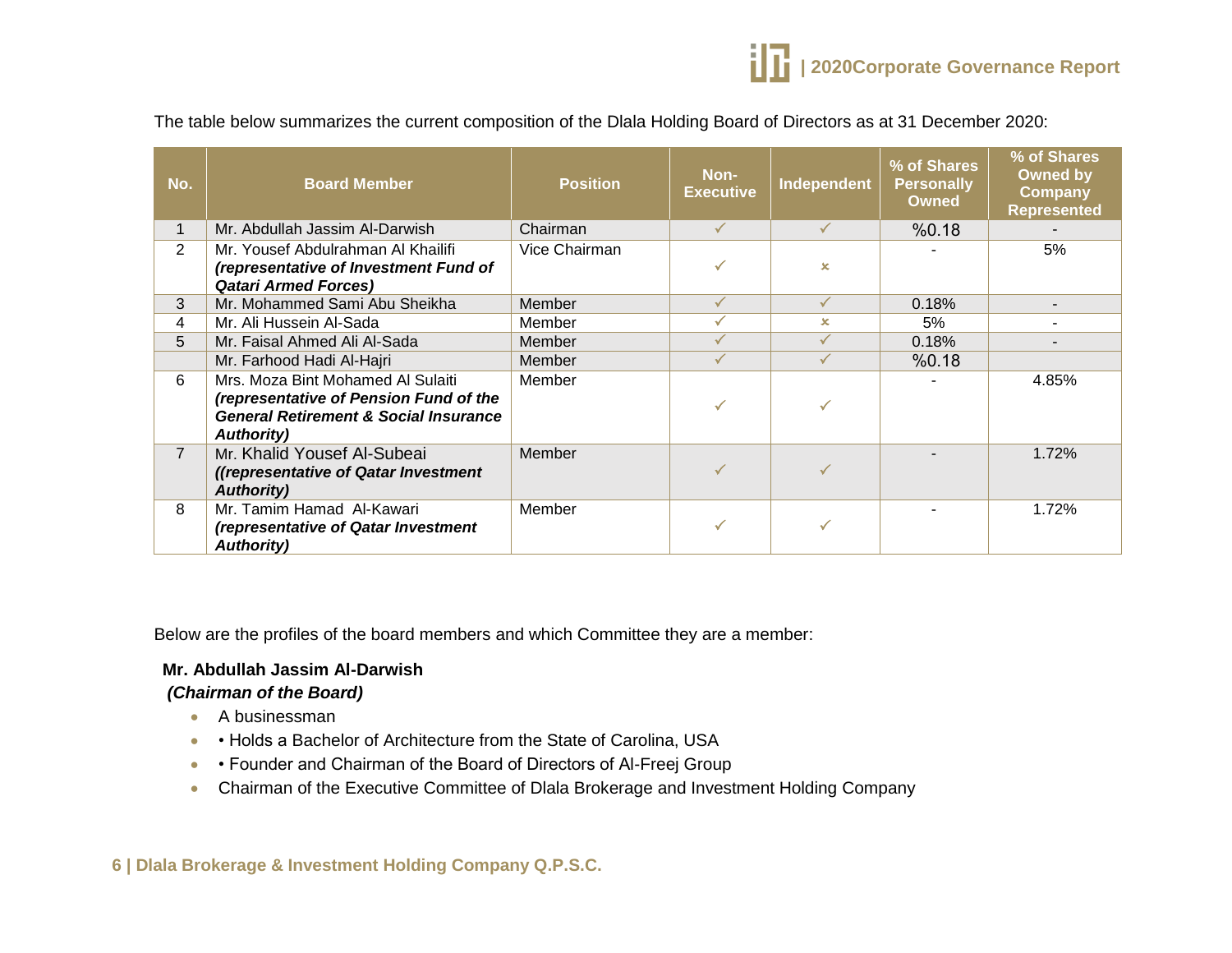The table below summarizes the current composition of the Dlala Holding Board of Directors as at 31 December 2020:

| No. | Board Member | Position | Non-Executive | Independent | % of Shares Personally Owned | % of Shares Owned by Company Represented |
|---|---|---|---|---|---|---|
| 1 | Mr. Abdullah Jassim Al-Darwish | Chairman | ✓ | ✓ | %0.18 | - |
| 2 | Mr. Yousef Abdulrahman Al Khailifi ***(representative of Investment Fund of Qatari Armed Forces)*** | Vice Chairman | ✓ | × | - | 5% |
| 3 | Mr. Mohammed Sami Abu Sheikha | Member | ✓ | ✓ | 0.18% | - |
| 4 | Mr. Ali Hussein Al-Sada | Member | ✓ | × | 5% | - |
| 5 | Mr. Faisal Ahmed Ali Al-Sada | Member | ✓ | ✓ | 0.18% | - |
| | Mr. Farhood Hadi Al-Hajri | Member | ✓ | ✓ | %0.18 | |
| 6 | Mrs. Moza Bint Mohamed Al Sulaiti ***(representative of Pension Fund of the General Retirement & Social Insurance Authority)*** | Member | ✓ | ✓ | - | 4.85% |
| 7 | Mr. Khalid Yousef Al-Subeai ***((representative of Qatar Investment Authority)*** | Member | ✓ | ✓ | - | 1.72% |
| 8 | Mr. Tamim Hamad Al-Kawari ***(representative of Qatar Investment Authority)*** | Member | ✓ | ✓ | - | 1.72% |

Below are the profiles of the board members and which Committee they are a member:

**Mr. Abdullah Jassim Al-Darwish**

***(Chairman of the Board)***

- A businessman
- • Holds a Bachelor of Architecture from the State of Carolina, USA
- • Founder and Chairman of the Board of Directors of Al-Freej Group
- Chairman of the Executive Committee of Dlala Brokerage and Investment Holding Company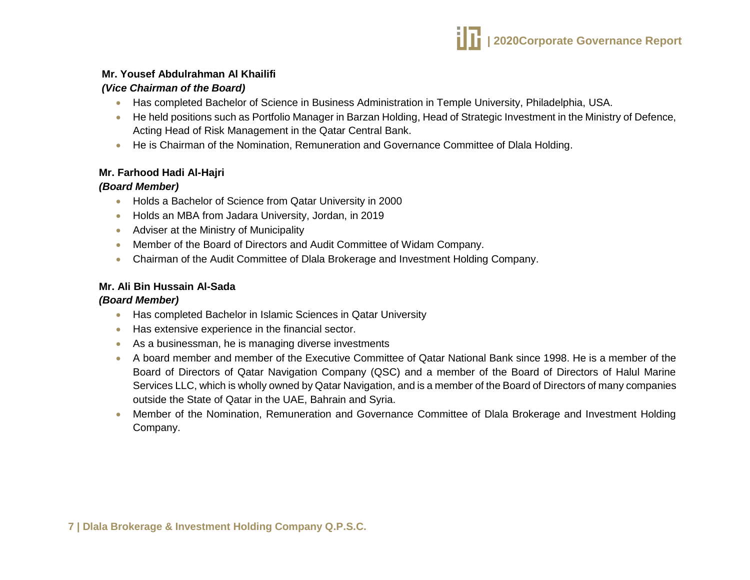**Mr. Yousef Abdulrahman Al Khailifi**
***(Vice Chairman of the Board)***

- Has completed Bachelor of Science in Business Administration in Temple University, Philadelphia, USA.
- He held positions such as Portfolio Manager in Barzan Holding, Head of Strategic Investment in the Ministry of Defence, Acting Head of Risk Management in the Qatar Central Bank.
- He is Chairman of the Nomination, Remuneration and Governance Committee of Dlala Holding.

**Mr. Farhood Hadi Al-Hajri**
***(Board Member)***

- Holds a Bachelor of Science from Qatar University in 2000
- Holds an MBA from Jadara University, Jordan, in 2019
- Adviser at the Ministry of Municipality
- Member of the Board of Directors and Audit Committee of Widam Company.
- Chairman of the Audit Committee of Dlala Brokerage and Investment Holding Company.

**Mr. Ali Bin Hussain Al-Sada**
***(Board Member)***

- Has completed Bachelor in Islamic Sciences in Qatar University
- Has extensive experience in the financial sector.
- As a businessman, he is managing diverse investments
- A board member and member of the Executive Committee of Qatar National Bank since 1998. He is a member of the Board of Directors of Qatar Navigation Company (QSC) and a member of the Board of Directors of Halul Marine Services LLC, which is wholly owned by Qatar Navigation, and is a member of the Board of Directors of many companies outside the State of Qatar in the UAE, Bahrain and Syria.
- Member of the Nomination, Remuneration and Governance Committee of Dlala Brokerage and Investment Holding Company.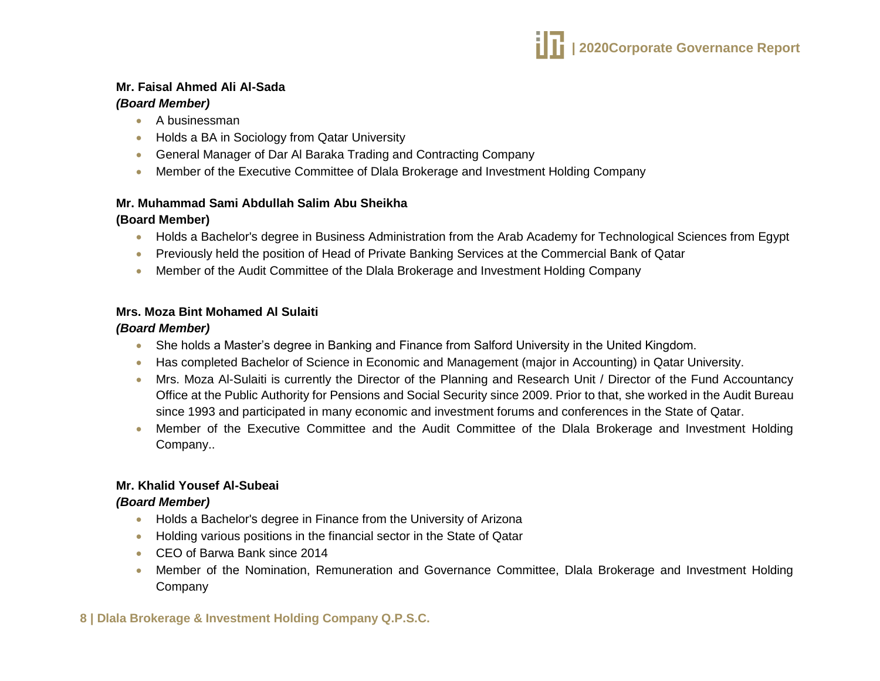**Mr. Faisal Ahmed Ali Al-Sada**
***(Board Member)***

- A businessman
- Holds a BA in Sociology from Qatar University
- General Manager of Dar Al Baraka Trading and Contracting Company
- Member of the Executive Committee of Dlala Brokerage and Investment Holding Company

**Mr. Muhammad Sami Abdullah Salim Abu Sheikha**
**(Board Member)**

- Holds a Bachelor's degree in Business Administration from the Arab Academy for Technological Sciences from Egypt
- Previously held the position of Head of Private Banking Services at the Commercial Bank of Qatar
- Member of the Audit Committee of the Dlala Brokerage and Investment Holding Company

**Mrs. Moza Bint Mohamed Al Sulaiti**
***(Board Member)***

- She holds a Master's degree in Banking and Finance from Salford University in the United Kingdom.
- Has completed Bachelor of Science in Economic and Management (major in Accounting) in Qatar University.
- Mrs. Moza Al-Sulaiti is currently the Director of the Planning and Research Unit / Director of the Fund Accountancy Office at the Public Authority for Pensions and Social Security since 2009. Prior to that, she worked in the Audit Bureau since 1993 and participated in many economic and investment forums and conferences in the State of Qatar.
- Member of the Executive Committee and the Audit Committee of the Dlala Brokerage and Investment Holding Company..

**Mr. Khalid Yousef Al-Subeai**
***(Board Member)***

- Holds a Bachelor's degree in Finance from the University of Arizona
- Holding various positions in the financial sector in the State of Qatar
- CEO of Barwa Bank since 2014
- Member of the Nomination, Remuneration and Governance Committee, Dlala Brokerage and Investment Holding Company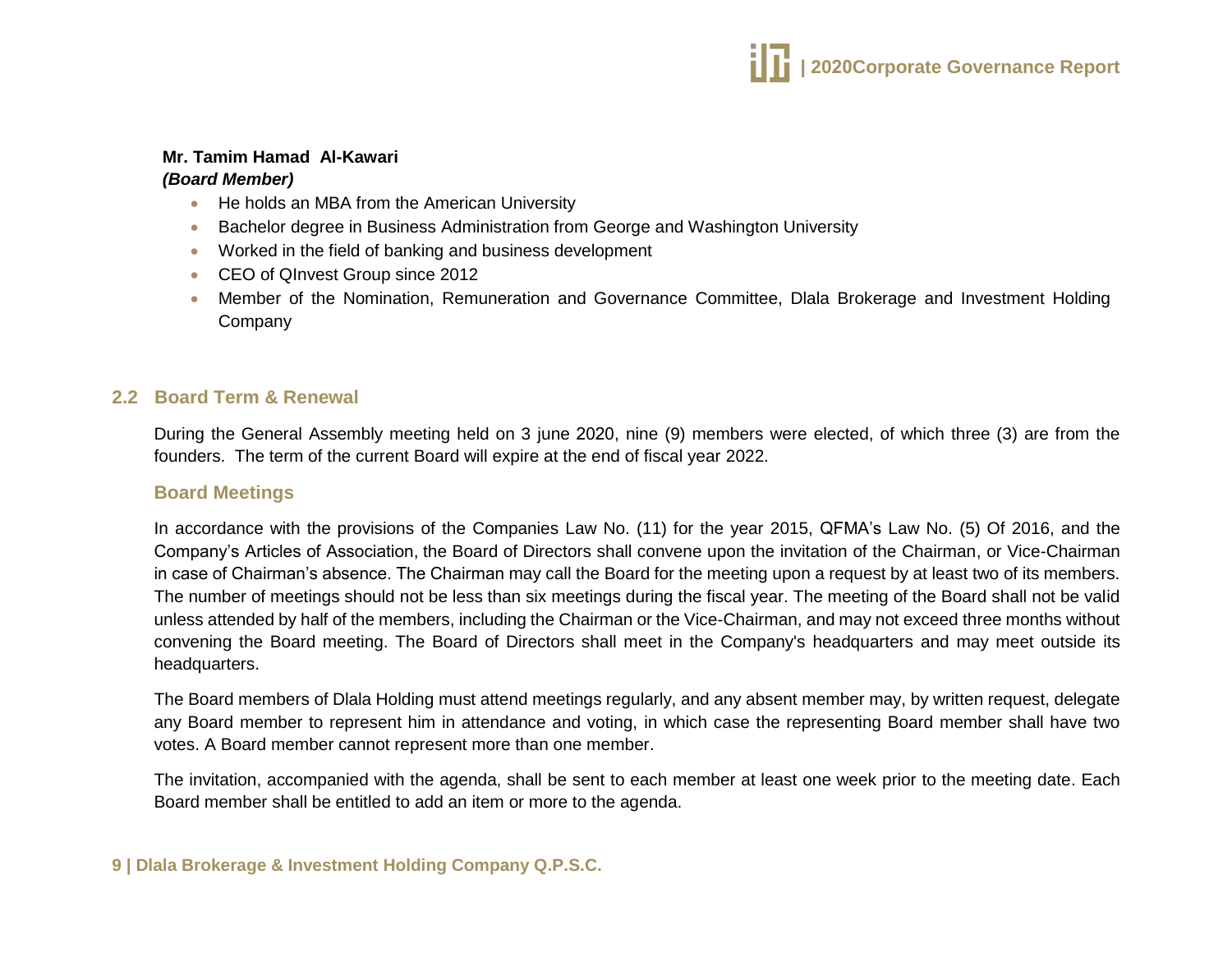**Mr. Tamim Hamad Al-Kawari**
***(Board Member)***

- He holds an MBA from the American University
- Bachelor degree in Business Administration from George and Washington University
- Worked in the field of banking and business development
- CEO of QInvest Group since 2012
- Member of the Nomination, Remuneration and Governance Committee, Dlala Brokerage and Investment Holding Company

## 2.2 Board Term & Renewal

During the General Assembly meeting held on 3 june 2020, nine (9) members were elected, of which three (3) are from the founders. The term of the current Board will expire at the end of fiscal year 2022.

### Board Meetings

In accordance with the provisions of the Companies Law No. (11) for the year 2015, QFMA's Law No. (5) Of 2016, and the Company's Articles of Association, the Board of Directors shall convene upon the invitation of the Chairman, or Vice-Chairman in case of Chairman's absence. The Chairman may call the Board for the meeting upon a request by at least two of its members. The number of meetings should not be less than six meetings during the fiscal year. The meeting of the Board shall not be valid unless attended by half of the members, including the Chairman or the Vice-Chairman, and may not exceed three months without convening the Board meeting. The Board of Directors shall meet in the Company's headquarters and may meet outside its headquarters.

The Board members of Dlala Holding must attend meetings regularly, and any absent member may, by written request, delegate any Board member to represent him in attendance and voting, in which case the representing Board member shall have two votes. A Board member cannot represent more than one member.

The invitation, accompanied with the agenda, shall be sent to each member at least one week prior to the meeting date. Each Board member shall be entitled to add an item or more to the agenda.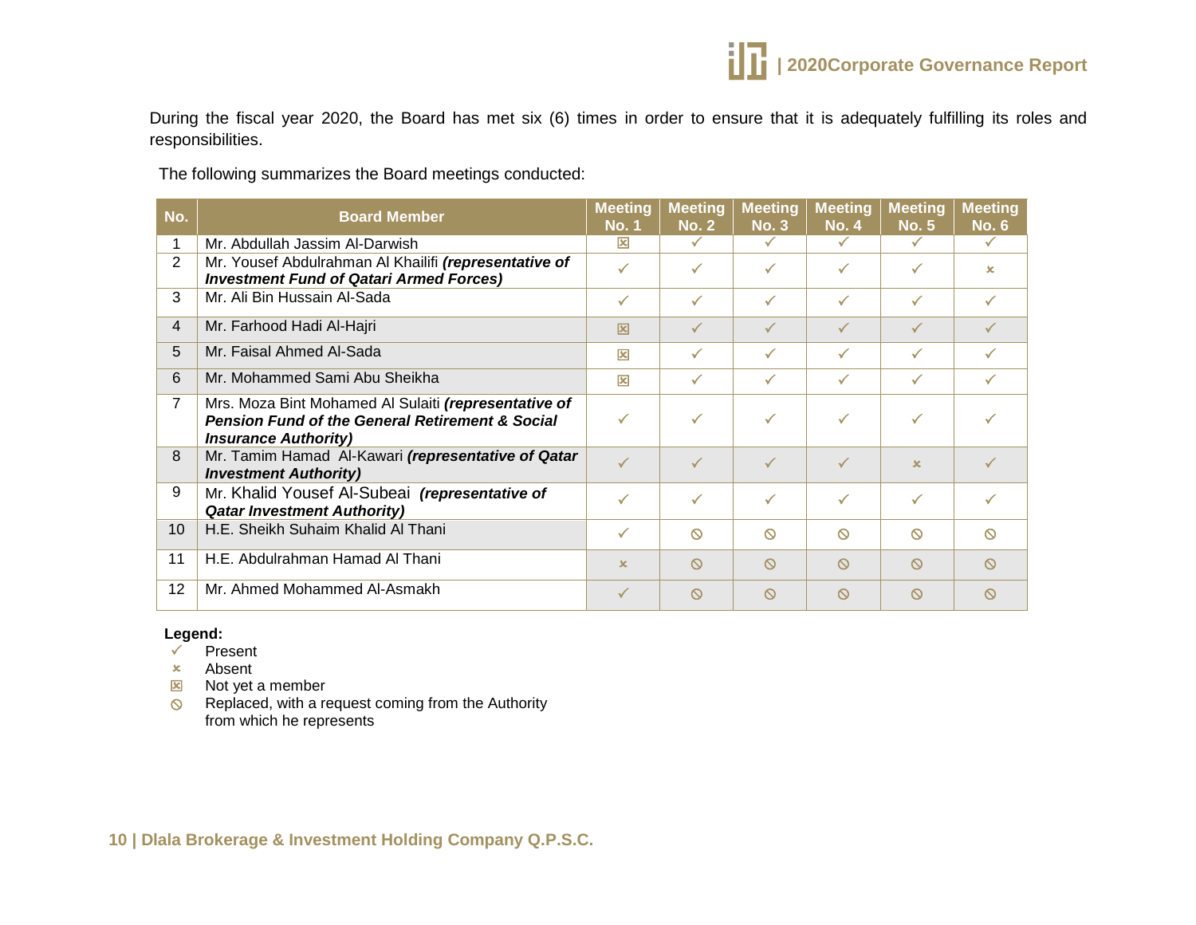During the fiscal year 2020, the Board has met six (6) times in order to ensure that it is adequately fulfilling its roles and responsibilities.

The following summarizes the Board meetings conducted:

| No. | Board Member | Meeting No. 1 | Meeting No. 2 | Meeting No. 3 | Meeting No. 4 | Meeting No. 5 | Meeting No. 6 |
|---|---|---|---|---|---|---|---|
| 1 | Mr. Abdullah Jassim Al-Darwish | ☒ | ✓ | ✓ | ✓ | ✓ | ✓ |
| 2 | Mr. Yousef Abdulrahman Al Khailifi ***(representative of Investment Fund of Qatari Armed Forces)*** | ✓ | ✓ | ✓ | ✓ | ✓ | × |
| 3 | Mr. Ali Bin Hussain Al-Sada | ✓ | ✓ | ✓ | ✓ | ✓ | ✓ |
| 4 | Mr. Farhood Hadi Al-Hajri | ☒ | ✓ | ✓ | ✓ | ✓ | ✓ |
| 5 | Mr. Faisal Ahmed Al-Sada | ☒ | ✓ | ✓ | ✓ | ✓ | ✓ |
| 6 | Mr. Mohammed Sami Abu Sheikha | ☒ | ✓ | ✓ | ✓ | ✓ | ✓ |
| 7 | Mrs. Moza Bint Mohamed Al Sulaiti ***(representative of Pension Fund of the General Retirement & Social Insurance Authority)*** | ✓ | ✓ | ✓ | ✓ | ✓ | ✓ |
| 8 | Mr. Tamim Hamad Al-Kawari ***(representative of Qatar Investment Authority)*** | ✓ | ✓ | ✓ | ✓ | × | ✓ |
| 9 | Mr. Khalid Yousef Al-Subeai ***(representative of Qatar Investment Authority)*** | ✓ | ✓ | ✓ | ✓ | ✓ | ✓ |
| 10 | H.E. Sheikh Suhaim Khalid Al Thani | ✓ | ⦸ | ⦸ | ⦸ | ⦸ | ⦸ |
| 11 | H.E. Abdulrahman Hamad Al Thani | × | ⦸ | ⦸ | ⦸ | ⦸ | ⦸ |
| 12 | Mr. Ahmed Mohammed Al-Asmakh | ✓ | ⦸ | ⦸ | ⦸ | ⦸ | ⦸ |

**Legend:**

- ✓ Present
- × Absent
- ☒ Not yet a member
- ⦸ Replaced, with a request coming from the Authority from which he represents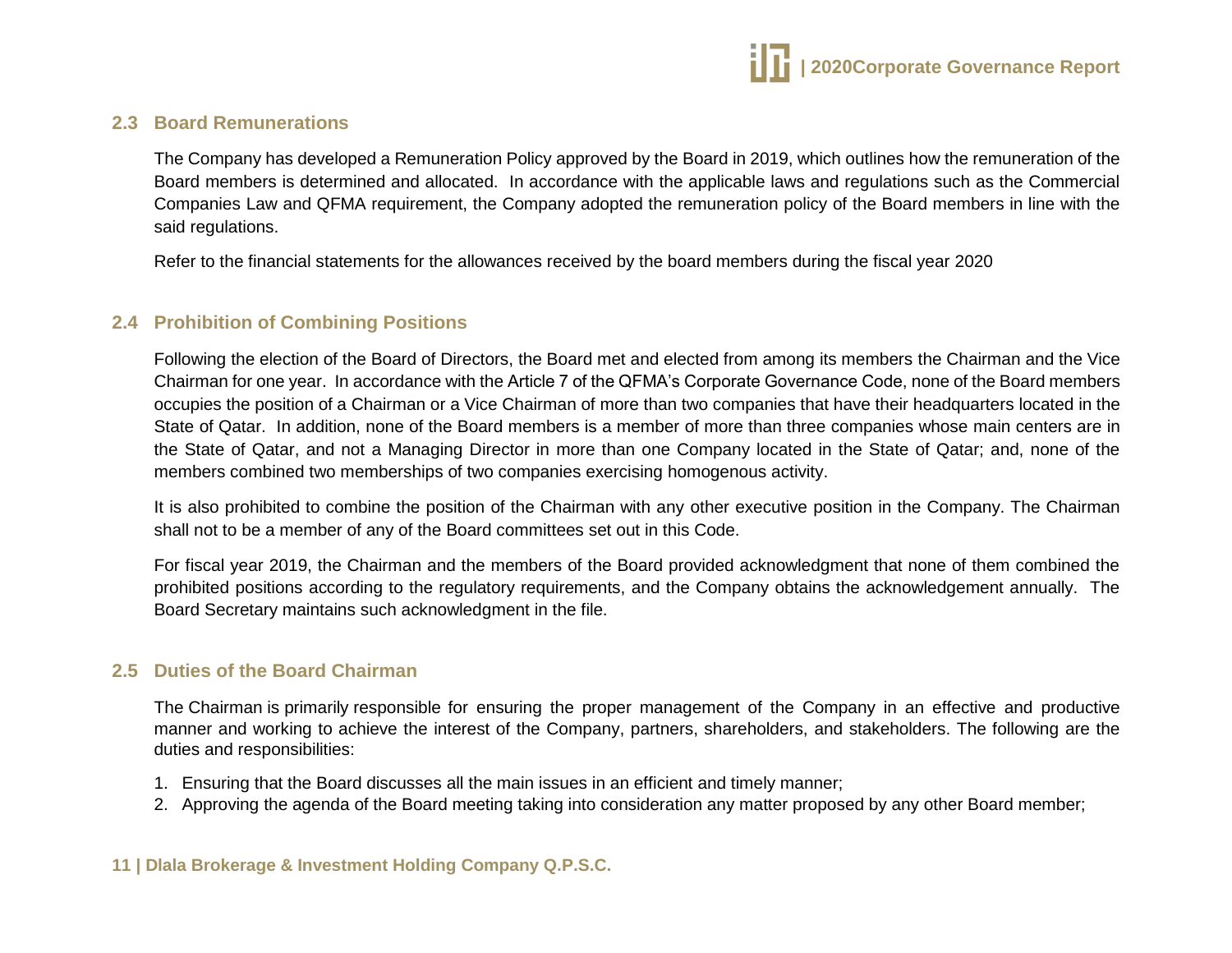## 2.3 Board Remunerations

The Company has developed a Remuneration Policy approved by the Board in 2019, which outlines how the remuneration of the Board members is determined and allocated. In accordance with the applicable laws and regulations such as the Commercial Companies Law and QFMA requirement, the Company adopted the remuneration policy of the Board members in line with the said regulations.

Refer to the financial statements for the allowances received by the board members during the fiscal year 2020

## 2.4 Prohibition of Combining Positions

Following the election of the Board of Directors, the Board met and elected from among its members the Chairman and the Vice Chairman for one year. In accordance with the Article 7 of the QFMA's Corporate Governance Code, none of the Board members occupies the position of a Chairman or a Vice Chairman of more than two companies that have their headquarters located in the State of Qatar. In addition, none of the Board members is a member of more than three companies whose main centers are in the State of Qatar, and not a Managing Director in more than one Company located in the State of Qatar; and, none of the members combined two memberships of two companies exercising homogenous activity.

It is also prohibited to combine the position of the Chairman with any other executive position in the Company. The Chairman shall not to be a member of any of the Board committees set out in this Code.

For fiscal year 2019, the Chairman and the members of the Board provided acknowledgment that none of them combined the prohibited positions according to the regulatory requirements, and the Company obtains the acknowledgement annually. The Board Secretary maintains such acknowledgment in the file.

## 2.5 Duties of the Board Chairman

The Chairman is primarily responsible for ensuring the proper management of the Company in an effective and productive manner and working to achieve the interest of the Company, partners, shareholders, and stakeholders. The following are the duties and responsibilities:

1. Ensuring that the Board discusses all the main issues in an efficient and timely manner;
2. Approving the agenda of the Board meeting taking into consideration any matter proposed by any other Board member;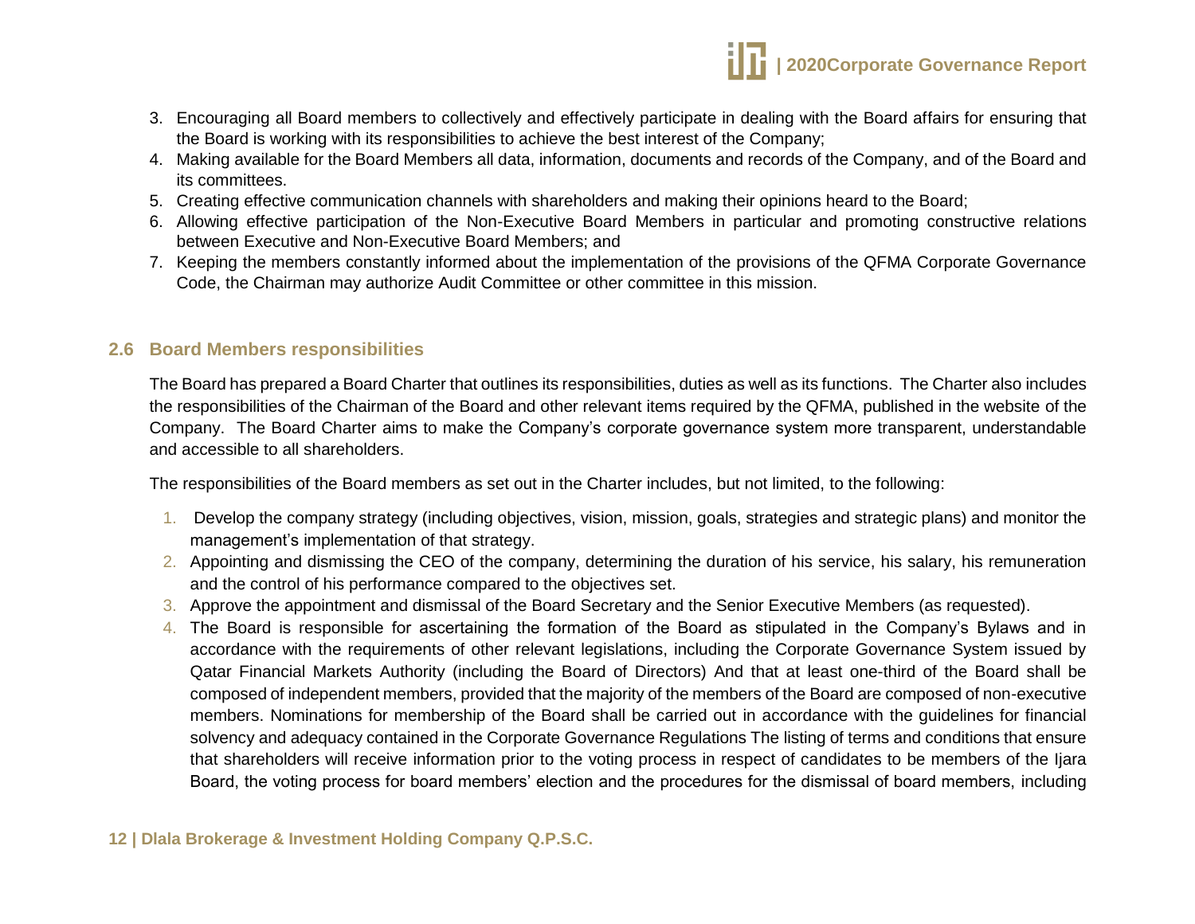3. Encouraging all Board members to collectively and effectively participate in dealing with the Board affairs for ensuring that the Board is working with its responsibilities to achieve the best interest of the Company;
4. Making available for the Board Members all data, information, documents and records of the Company, and of the Board and its committees.
5. Creating effective communication channels with shareholders and making their opinions heard to the Board;
6. Allowing effective participation of the Non-Executive Board Members in particular and promoting constructive relations between Executive and Non-Executive Board Members; and
7. Keeping the members constantly informed about the implementation of the provisions of the QFMA Corporate Governance Code, the Chairman may authorize Audit Committee or other committee in this mission.

## 2.6 Board Members responsibilities

The Board has prepared a Board Charter that outlines its responsibilities, duties as well as its functions. The Charter also includes the responsibilities of the Chairman of the Board and other relevant items required by the QFMA, published in the website of the Company. The Board Charter aims to make the Company's corporate governance system more transparent, understandable and accessible to all shareholders.

The responsibilities of the Board members as set out in the Charter includes, but not limited, to the following:

1. Develop the company strategy (including objectives, vision, mission, goals, strategies and strategic plans) and monitor the management's implementation of that strategy.
2. Appointing and dismissing the CEO of the company, determining the duration of his service, his salary, his remuneration and the control of his performance compared to the objectives set.
3. Approve the appointment and dismissal of the Board Secretary and the Senior Executive Members (as requested).
4. The Board is responsible for ascertaining the formation of the Board as stipulated in the Company's Bylaws and in accordance with the requirements of other relevant legislations, including the Corporate Governance System issued by Qatar Financial Markets Authority (including the Board of Directors) And that at least one-third of the Board shall be composed of independent members, provided that the majority of the members of the Board are composed of non-executive members. Nominations for membership of the Board shall be carried out in accordance with the guidelines for financial solvency and adequacy contained in the Corporate Governance Regulations The listing of terms and conditions that ensure that shareholders will receive information prior to the voting process in respect of candidates to be members of the Ijara Board, the voting process for board members' election and the procedures for the dismissal of board members, including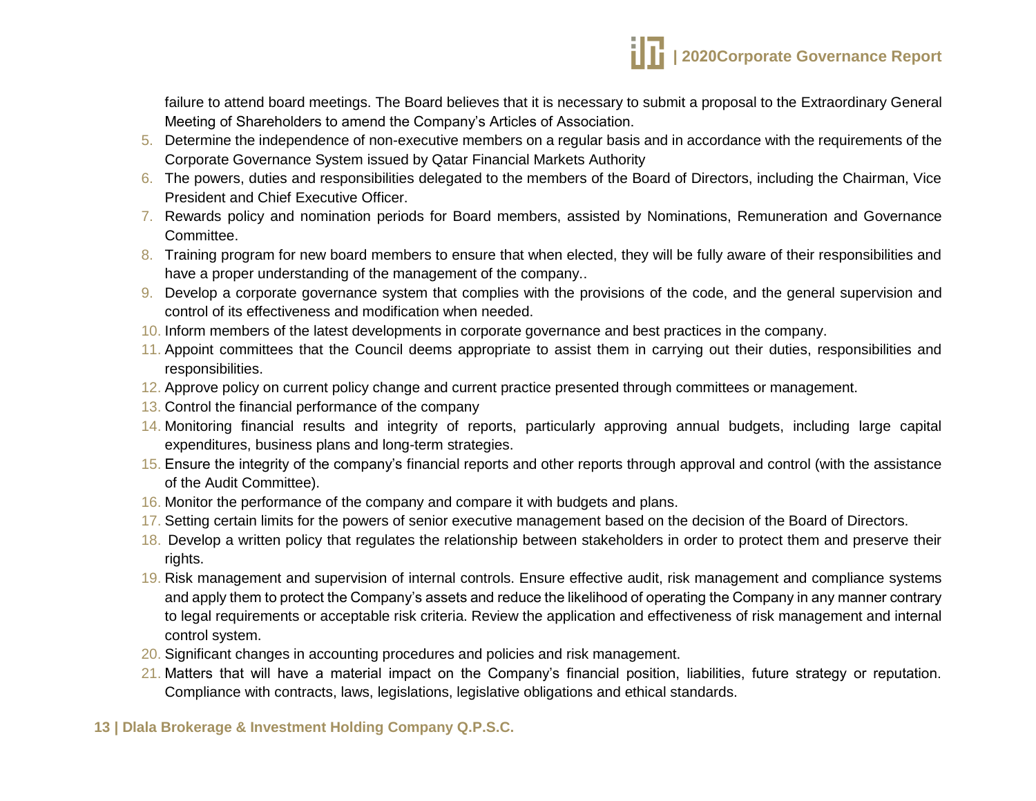failure to attend board meetings. The Board believes that it is necessary to submit a proposal to the Extraordinary General Meeting of Shareholders to amend the Company's Articles of Association.

5. Determine the independence of non-executive members on a regular basis and in accordance with the requirements of the Corporate Governance System issued by Qatar Financial Markets Authority
6. The powers, duties and responsibilities delegated to the members of the Board of Directors, including the Chairman, Vice President and Chief Executive Officer.
7. Rewards policy and nomination periods for Board members, assisted by Nominations, Remuneration and Governance Committee.
8. Training program for new board members to ensure that when elected, they will be fully aware of their responsibilities and have a proper understanding of the management of the company..
9. Develop a corporate governance system that complies with the provisions of the code, and the general supervision and control of its effectiveness and modification when needed.
10. Inform members of the latest developments in corporate governance and best practices in the company.
11. Appoint committees that the Council deems appropriate to assist them in carrying out their duties, responsibilities and responsibilities.
12. Approve policy on current policy change and current practice presented through committees or management.
13. Control the financial performance of the company
14. Monitoring financial results and integrity of reports, particularly approving annual budgets, including large capital expenditures, business plans and long-term strategies.
15. Ensure the integrity of the company's financial reports and other reports through approval and control (with the assistance of the Audit Committee).
16. Monitor the performance of the company and compare it with budgets and plans.
17. Setting certain limits for the powers of senior executive management based on the decision of the Board of Directors.
18. Develop a written policy that regulates the relationship between stakeholders in order to protect them and preserve their rights.
19. Risk management and supervision of internal controls. Ensure effective audit, risk management and compliance systems and apply them to protect the Company's assets and reduce the likelihood of operating the Company in any manner contrary to legal requirements or acceptable risk criteria. Review the application and effectiveness of risk management and internal control system.
20. Significant changes in accounting procedures and policies and risk management.
21. Matters that will have a material impact on the Company's financial position, liabilities, future strategy or reputation. Compliance with contracts, laws, legislations, legislative obligations and ethical standards.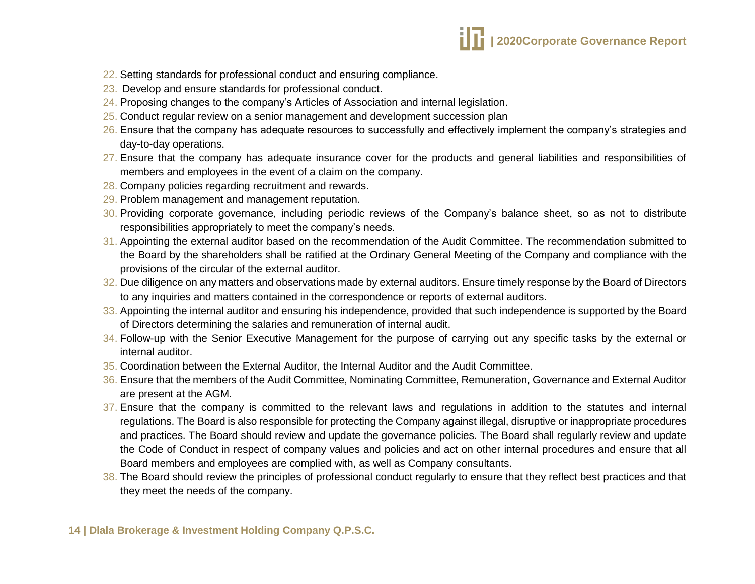22. Setting standards for professional conduct and ensuring compliance.
23. Develop and ensure standards for professional conduct.
24. Proposing changes to the company's Articles of Association and internal legislation.
25. Conduct regular review on a senior management and development succession plan
26. Ensure that the company has adequate resources to successfully and effectively implement the company's strategies and day-to-day operations.
27. Ensure that the company has adequate insurance cover for the products and general liabilities and responsibilities of members and employees in the event of a claim on the company.
28. Company policies regarding recruitment and rewards.
29. Problem management and management reputation.
30. Providing corporate governance, including periodic reviews of the Company's balance sheet, so as not to distribute responsibilities appropriately to meet the company's needs.
31. Appointing the external auditor based on the recommendation of the Audit Committee. The recommendation submitted to the Board by the shareholders shall be ratified at the Ordinary General Meeting of the Company and compliance with the provisions of the circular of the external auditor.
32. Due diligence on any matters and observations made by external auditors. Ensure timely response by the Board of Directors to any inquiries and matters contained in the correspondence or reports of external auditors.
33. Appointing the internal auditor and ensuring his independence, provided that such independence is supported by the Board of Directors determining the salaries and remuneration of internal audit.
34. Follow-up with the Senior Executive Management for the purpose of carrying out any specific tasks by the external or internal auditor.
35. Coordination between the External Auditor, the Internal Auditor and the Audit Committee.
36. Ensure that the members of the Audit Committee, Nominating Committee, Remuneration, Governance and External Auditor are present at the AGM.
37. Ensure that the company is committed to the relevant laws and regulations in addition to the statutes and internal regulations. The Board is also responsible for protecting the Company against illegal, disruptive or inappropriate procedures and practices. The Board should review and update the governance policies. The Board shall regularly review and update the Code of Conduct in respect of company values and policies and act on other internal procedures and ensure that all Board members and employees are complied with, as well as Company consultants.
38. The Board should review the principles of professional conduct regularly to ensure that they reflect best practices and that they meet the needs of the company.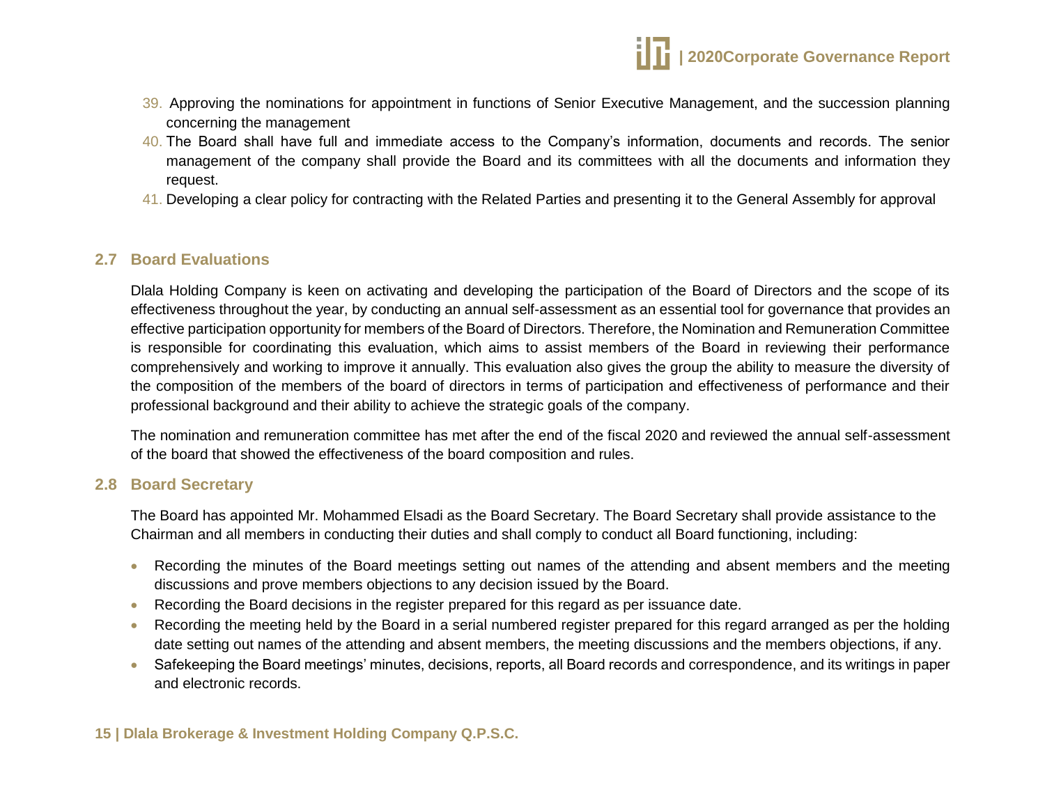39. Approving the nominations for appointment in functions of Senior Executive Management, and the succession planning concerning the management
40. The Board shall have full and immediate access to the Company's information, documents and records. The senior management of the company shall provide the Board and its committees with all the documents and information they request.
41. Developing a clear policy for contracting with the Related Parties and presenting it to the General Assembly for approval

## 2.7 Board Evaluations

Dlala Holding Company is keen on activating and developing the participation of the Board of Directors and the scope of its effectiveness throughout the year, by conducting an annual self-assessment as an essential tool for governance that provides an effective participation opportunity for members of the Board of Directors. Therefore, the Nomination and Remuneration Committee is responsible for coordinating this evaluation, which aims to assist members of the Board in reviewing their performance comprehensively and working to improve it annually. This evaluation also gives the group the ability to measure the diversity of the composition of the members of the board of directors in terms of participation and effectiveness of performance and their professional background and their ability to achieve the strategic goals of the company.

The nomination and remuneration committee has met after the end of the fiscal 2020 and reviewed the annual self-assessment of the board that showed the effectiveness of the board composition and rules.

## 2.8 Board Secretary

The Board has appointed Mr. Mohammed Elsadi as the Board Secretary. The Board Secretary shall provide assistance to the Chairman and all members in conducting their duties and shall comply to conduct all Board functioning, including:

- Recording the minutes of the Board meetings setting out names of the attending and absent members and the meeting discussions and prove members objections to any decision issued by the Board.
- Recording the Board decisions in the register prepared for this regard as per issuance date.
- Recording the meeting held by the Board in a serial numbered register prepared for this regard arranged as per the holding date setting out names of the attending and absent members, the meeting discussions and the members objections, if any.
- Safekeeping the Board meetings' minutes, decisions, reports, all Board records and correspondence, and its writings in paper and electronic records.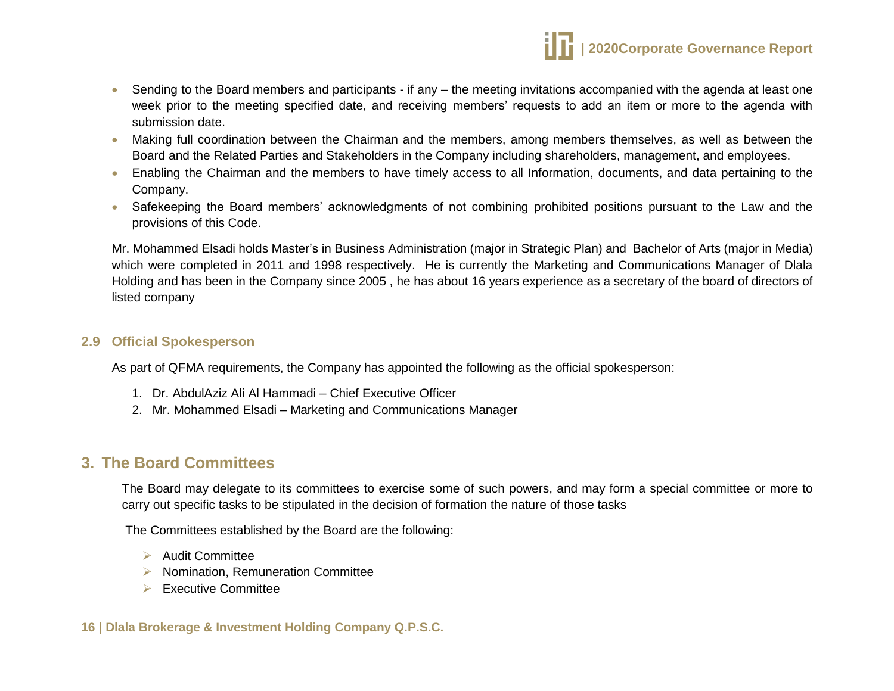- Sending to the Board members and participants - if any – the meeting invitations accompanied with the agenda at least one week prior to the meeting specified date, and receiving members' requests to add an item or more to the agenda with submission date.
- Making full coordination between the Chairman and the members, among members themselves, as well as between the Board and the Related Parties and Stakeholders in the Company including shareholders, management, and employees.
- Enabling the Chairman and the members to have timely access to all Information, documents, and data pertaining to the Company.
- Safekeeping the Board members' acknowledgments of not combining prohibited positions pursuant to the Law and the provisions of this Code.

Mr. Mohammed Elsadi holds Master's in Business Administration (major in Strategic Plan) and Bachelor of Arts (major in Media) which were completed in 2011 and 1998 respectively. He is currently the Marketing and Communications Manager of Dlala Holding and has been in the Company since 2005 , he has about 16 years experience as a secretary of the board of directors of listed company

### 2.9 Official Spokesperson

As part of QFMA requirements, the Company has appointed the following as the official spokesperson:

1. Dr. AbdulAziz Ali Al Hammadi – Chief Executive Officer
2. Mr. Mohammed Elsadi – Marketing and Communications Manager

## 3. The Board Committees

The Board may delegate to its committees to exercise some of such powers, and may form a special committee or more to carry out specific tasks to be stipulated in the decision of formation the nature of those tasks

The Committees established by the Board are the following:

- Audit Committee
- Nomination, Remuneration Committee
- Executive Committee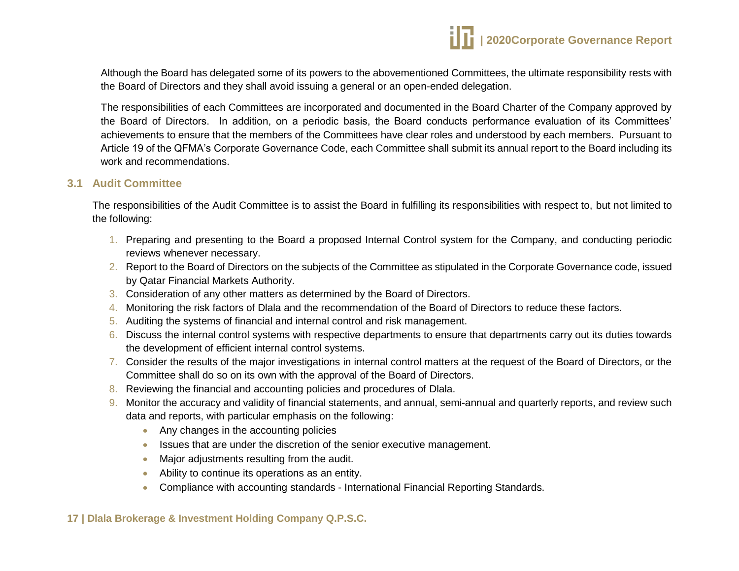Although the Board has delegated some of its powers to the abovementioned Committees, the ultimate responsibility rests with the Board of Directors and they shall avoid issuing a general or an open-ended delegation.

The responsibilities of each Committees are incorporated and documented in the Board Charter of the Company approved by the Board of Directors. In addition, on a periodic basis, the Board conducts performance evaluation of its Committees' achievements to ensure that the members of the Committees have clear roles and understood by each members. Pursuant to Article 19 of the QFMA's Corporate Governance Code, each Committee shall submit its annual report to the Board including its work and recommendations.

## 3.1 Audit Committee

The responsibilities of the Audit Committee is to assist the Board in fulfilling its responsibilities with respect to, but not limited to the following:

1. Preparing and presenting to the Board a proposed Internal Control system for the Company, and conducting periodic reviews whenever necessary.
2. Report to the Board of Directors on the subjects of the Committee as stipulated in the Corporate Governance code, issued by Qatar Financial Markets Authority.
3. Consideration of any other matters as determined by the Board of Directors.
4. Monitoring the risk factors of Dlala and the recommendation of the Board of Directors to reduce these factors.
5. Auditing the systems of financial and internal control and risk management.
6. Discuss the internal control systems with respective departments to ensure that departments carry out its duties towards the development of efficient internal control systems.
7. Consider the results of the major investigations in internal control matters at the request of the Board of Directors, or the Committee shall do so on its own with the approval of the Board of Directors.
8. Reviewing the financial and accounting policies and procedures of Dlala.
9. Monitor the accuracy and validity of financial statements, and annual, semi-annual and quarterly reports, and review such data and reports, with particular emphasis on the following:
    - Any changes in the accounting policies
    - Issues that are under the discretion of the senior executive management.
    - Major adjustments resulting from the audit.
    - Ability to continue its operations as an entity.
    - Compliance with accounting standards - International Financial Reporting Standards.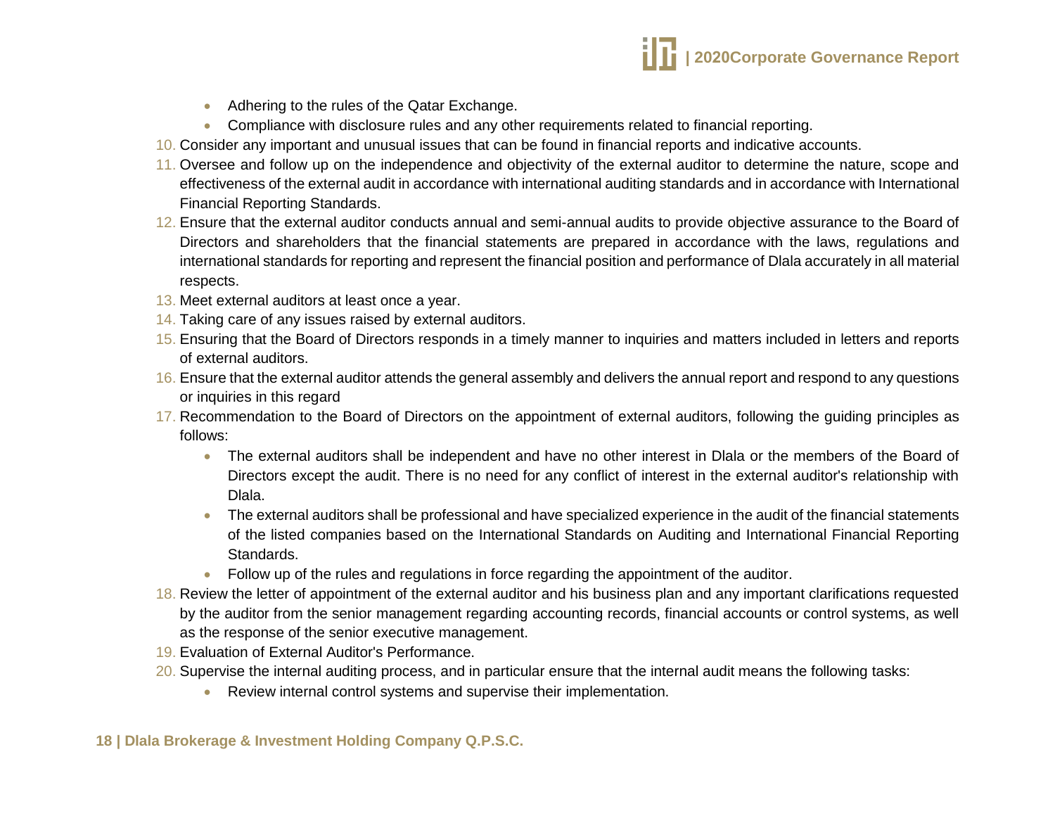- Adhering to the rules of the Qatar Exchange.
- Compliance with disclosure rules and any other requirements related to financial reporting.

10. Consider any important and unusual issues that can be found in financial reports and indicative accounts.
11. Oversee and follow up on the independence and objectivity of the external auditor to determine the nature, scope and effectiveness of the external audit in accordance with international auditing standards and in accordance with International Financial Reporting Standards.
12. Ensure that the external auditor conducts annual and semi-annual audits to provide objective assurance to the Board of Directors and shareholders that the financial statements are prepared in accordance with the laws, regulations and international standards for reporting and represent the financial position and performance of Dlala accurately in all material respects.
13. Meet external auditors at least once a year.
14. Taking care of any issues raised by external auditors.
15. Ensuring that the Board of Directors responds in a timely manner to inquiries and matters included in letters and reports of external auditors.
16. Ensure that the external auditor attends the general assembly and delivers the annual report and respond to any questions or inquiries in this regard
17. Recommendation to the Board of Directors on the appointment of external auditors, following the guiding principles as follows:
    - The external auditors shall be independent and have no other interest in Dlala or the members of the Board of Directors except the audit. There is no need for any conflict of interest in the external auditor's relationship with Dlala.
    - The external auditors shall be professional and have specialized experience in the audit of the financial statements of the listed companies based on the International Standards on Auditing and International Financial Reporting Standards.
    - Follow up of the rules and regulations in force regarding the appointment of the auditor.
18. Review the letter of appointment of the external auditor and his business plan and any important clarifications requested by the auditor from the senior management regarding accounting records, financial accounts or control systems, as well as the response of the senior executive management.
19. Evaluation of External Auditor's Performance.
20. Supervise the internal auditing process, and in particular ensure that the internal audit means the following tasks:
    - Review internal control systems and supervise their implementation.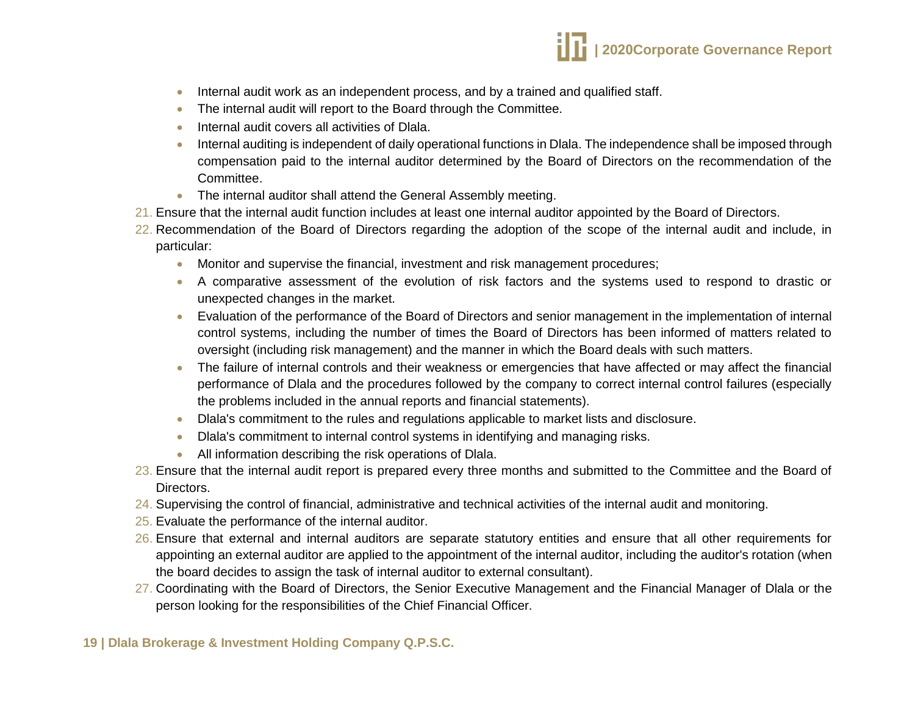- Internal audit work as an independent process, and by a trained and qualified staff.
- The internal audit will report to the Board through the Committee.
- Internal audit covers all activities of Dlala.
- Internal auditing is independent of daily operational functions in Dlala. The independence shall be imposed through compensation paid to the internal auditor determined by the Board of Directors on the recommendation of the Committee.
- The internal auditor shall attend the General Assembly meeting.

21. Ensure that the internal audit function includes at least one internal auditor appointed by the Board of Directors.
22. Recommendation of the Board of Directors regarding the adoption of the scope of the internal audit and include, in particular:
    - Monitor and supervise the financial, investment and risk management procedures;
    - A comparative assessment of the evolution of risk factors and the systems used to respond to drastic or unexpected changes in the market.
    - Evaluation of the performance of the Board of Directors and senior management in the implementation of internal control systems, including the number of times the Board of Directors has been informed of matters related to oversight (including risk management) and the manner in which the Board deals with such matters.
    - The failure of internal controls and their weakness or emergencies that have affected or may affect the financial performance of Dlala and the procedures followed by the company to correct internal control failures (especially the problems included in the annual reports and financial statements).
    - Dlala's commitment to the rules and regulations applicable to market lists and disclosure.
    - Dlala's commitment to internal control systems in identifying and managing risks.
    - All information describing the risk operations of Dlala.
23. Ensure that the internal audit report is prepared every three months and submitted to the Committee and the Board of Directors.
24. Supervising the control of financial, administrative and technical activities of the internal audit and monitoring.
25. Evaluate the performance of the internal auditor.
26. Ensure that external and internal auditors are separate statutory entities and ensure that all other requirements for appointing an external auditor are applied to the appointment of the internal auditor, including the auditor's rotation (when the board decides to assign the task of internal auditor to external consultant).
27. Coordinating with the Board of Directors, the Senior Executive Management and the Financial Manager of Dlala or the person looking for the responsibilities of the Chief Financial Officer.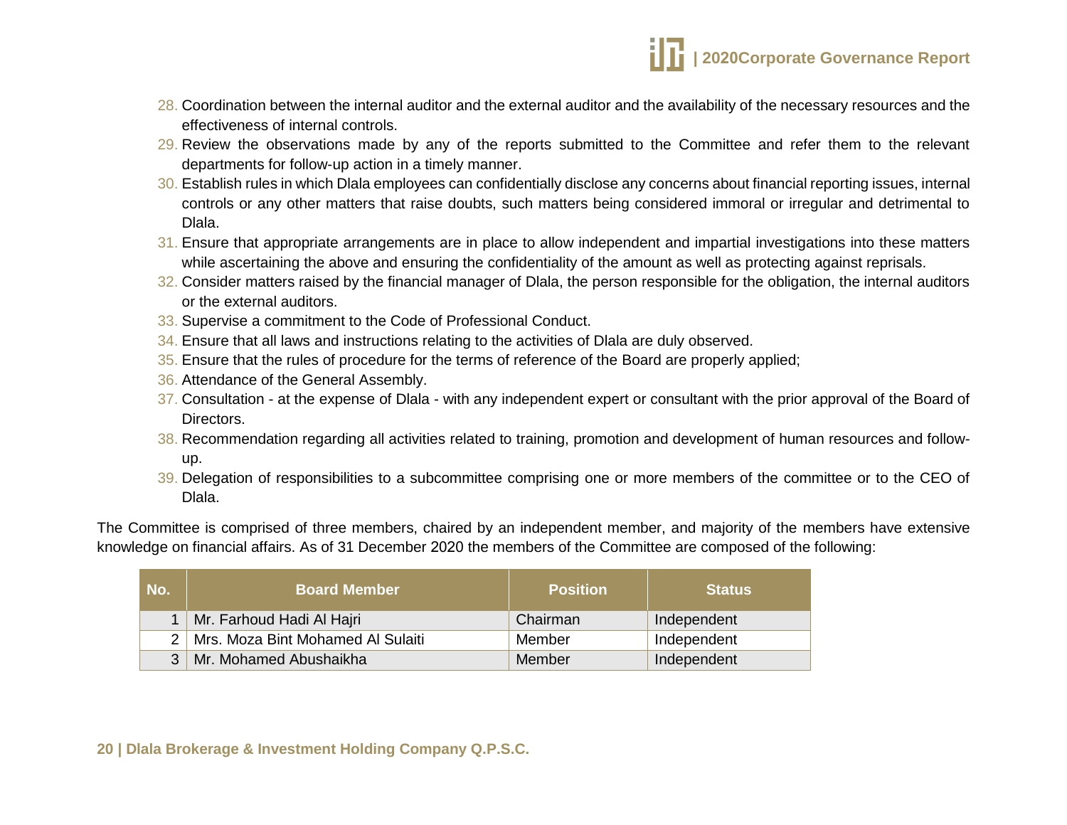28. Coordination between the internal auditor and the external auditor and the availability of the necessary resources and the effectiveness of internal controls.
29. Review the observations made by any of the reports submitted to the Committee and refer them to the relevant departments for follow-up action in a timely manner.
30. Establish rules in which Dlala employees can confidentially disclose any concerns about financial reporting issues, internal controls or any other matters that raise doubts, such matters being considered immoral or irregular and detrimental to Dlala.
31. Ensure that appropriate arrangements are in place to allow independent and impartial investigations into these matters while ascertaining the above and ensuring the confidentiality of the amount as well as protecting against reprisals.
32. Consider matters raised by the financial manager of Dlala, the person responsible for the obligation, the internal auditors or the external auditors.
33. Supervise a commitment to the Code of Professional Conduct.
34. Ensure that all laws and instructions relating to the activities of Dlala are duly observed.
35. Ensure that the rules of procedure for the terms of reference of the Board are properly applied;
36. Attendance of the General Assembly.
37. Consultation - at the expense of Dlala - with any independent expert or consultant with the prior approval of the Board of Directors.
38. Recommendation regarding all activities related to training, promotion and development of human resources and follow-up.
39. Delegation of responsibilities to a subcommittee comprising one or more members of the committee or to the CEO of Dlala.

The Committee is comprised of three members, chaired by an independent member, and majority of the members have extensive knowledge on financial affairs. As of 31 December 2020 the members of the Committee are composed of the following:

| No. | Board Member | Position | Status |
|---|---|---|---|
| 1 | Mr. Farhoud Hadi Al Hajri | Chairman | Independent |
| 2 | Mrs. Moza Bint Mohamed Al Sulaiti | Member | Independent |
| 3 | Mr. Mohamed Abushaikha | Member | Independent |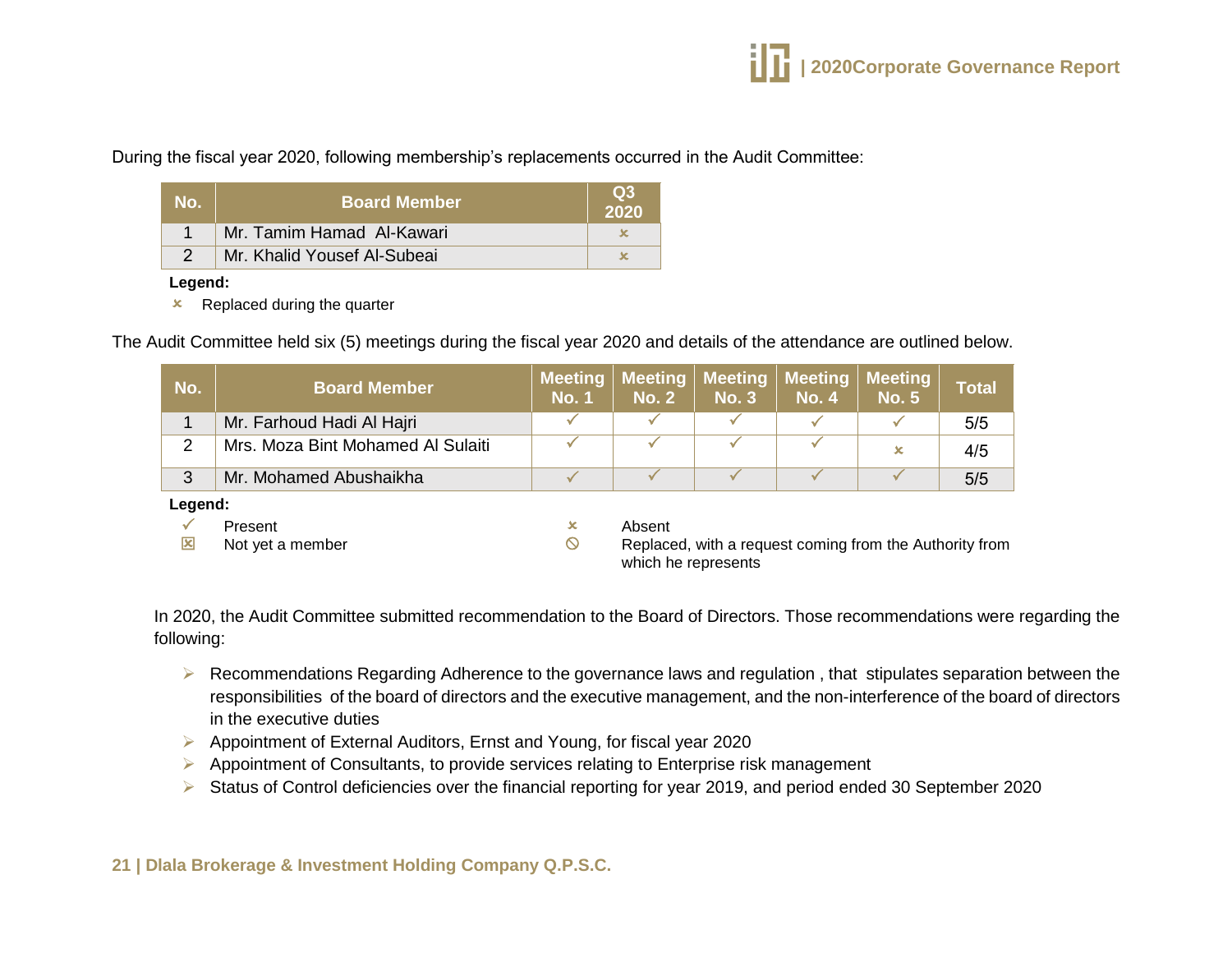During the fiscal year 2020, following membership's replacements occurred in the Audit Committee:

| No. | Board Member | Q3 2020 |
|---|---|---|
| 1 | Mr. Tamim Hamad  Al-Kawari | ✗ |
| 2 | Mr. Khalid Yousef Al-Subeai | ✗ |

**Legend:**

✗ Replaced during the quarter

The Audit Committee held six (5) meetings during the fiscal year 2020 and details of the attendance are outlined below.

| No. | Board Member | Meeting No. 1 | Meeting No. 2 | Meeting No. 3 | Meeting No. 4 | Meeting No. 5 | Total |
|---|---|---|---|---|---|---|---|
| 1 | Mr. Farhoud Hadi Al Hajri | ✓ | ✓ | ✓ | ✓ | ✓ | 5/5 |
| 2 | Mrs. Moza Bint Mohamed Al Sulaiti | ✓ | ✓ | ✓ | ✓ | ✗ | 4/5 |
| 3 | Mr. Mohamed Abushaikha | ✓ | ✓ | ✓ | ✓ | ✓ | 5/5 |

**Legend:**

- ✓ Present
- ☒ Not yet a member
- ✗ Absent
- ⃠ Replaced, with a request coming from the Authority from which he represents

In 2020, the Audit Committee submitted recommendation to the Board of Directors. Those recommendations were regarding the following:

- Recommendations Regarding Adherence to the governance laws and regulation , that  stipulates separation between the responsibilities  of the board of directors and the executive management, and the non-interference of the board of directors in the executive duties
- Appointment of External Auditors, Ernst and Young, for fiscal year 2020
- Appointment of Consultants, to provide services relating to Enterprise risk management
- Status of Control deficiencies over the financial reporting for year 2019, and period ended 30 September 2020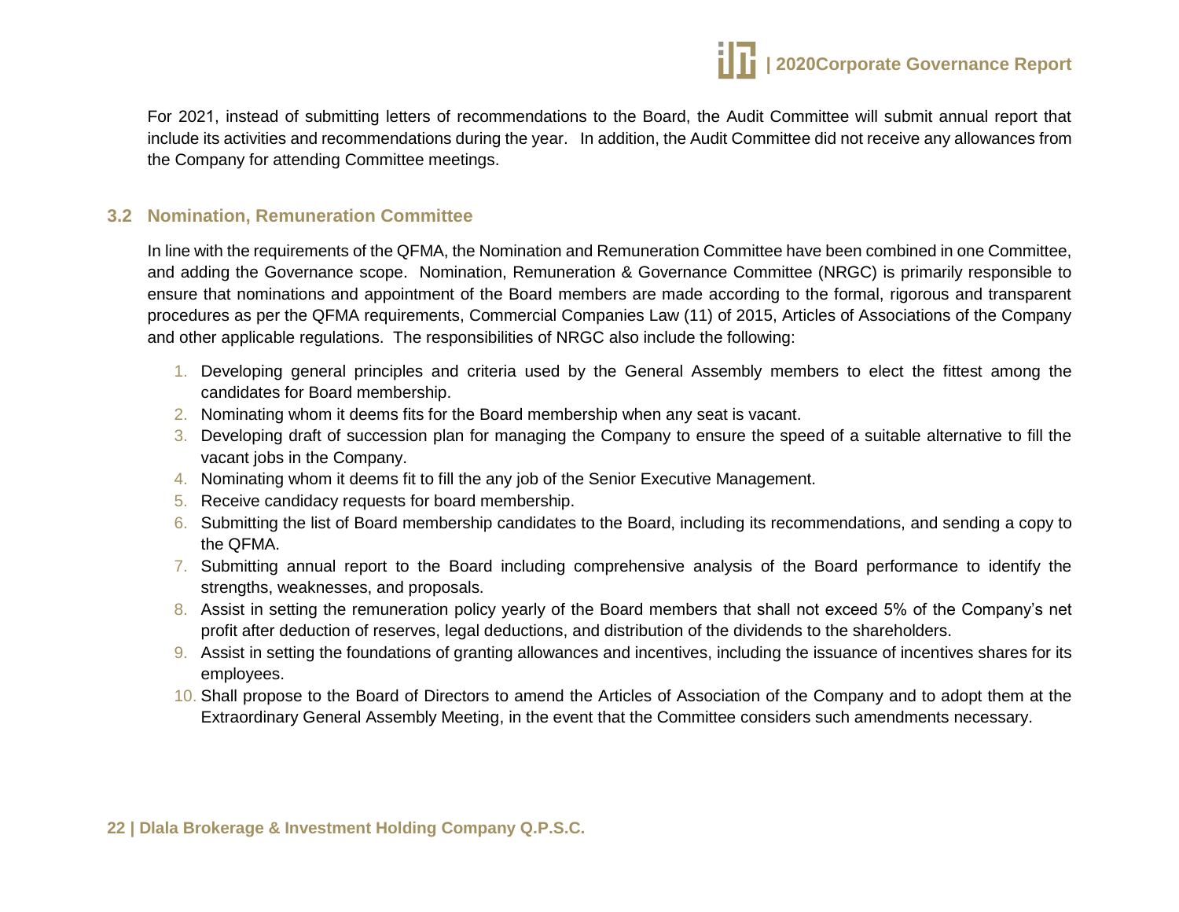For 2021, instead of submitting letters of recommendations to the Board, the Audit Committee will submit annual report that include its activities and recommendations during the year. In addition, the Audit Committee did not receive any allowances from the Company for attending Committee meetings.

## 3.2 Nomination, Remuneration Committee

In line with the requirements of the QFMA, the Nomination and Remuneration Committee have been combined in one Committee, and adding the Governance scope. Nomination, Remuneration & Governance Committee (NRGC) is primarily responsible to ensure that nominations and appointment of the Board members are made according to the formal, rigorous and transparent procedures as per the QFMA requirements, Commercial Companies Law (11) of 2015, Articles of Associations of the Company and other applicable regulations. The responsibilities of NRGC also include the following:

1. Developing general principles and criteria used by the General Assembly members to elect the fittest among the candidates for Board membership.
2. Nominating whom it deems fits for the Board membership when any seat is vacant.
3. Developing draft of succession plan for managing the Company to ensure the speed of a suitable alternative to fill the vacant jobs in the Company.
4. Nominating whom it deems fit to fill the any job of the Senior Executive Management.
5. Receive candidacy requests for board membership.
6. Submitting the list of Board membership candidates to the Board, including its recommendations, and sending a copy to the QFMA.
7. Submitting annual report to the Board including comprehensive analysis of the Board performance to identify the strengths, weaknesses, and proposals.
8. Assist in setting the remuneration policy yearly of the Board members that shall not exceed 5% of the Company's net profit after deduction of reserves, legal deductions, and distribution of the dividends to the shareholders.
9. Assist in setting the foundations of granting allowances and incentives, including the issuance of incentives shares for its employees.
10. Shall propose to the Board of Directors to amend the Articles of Association of the Company and to adopt them at the Extraordinary General Assembly Meeting, in the event that the Committee considers such amendments necessary.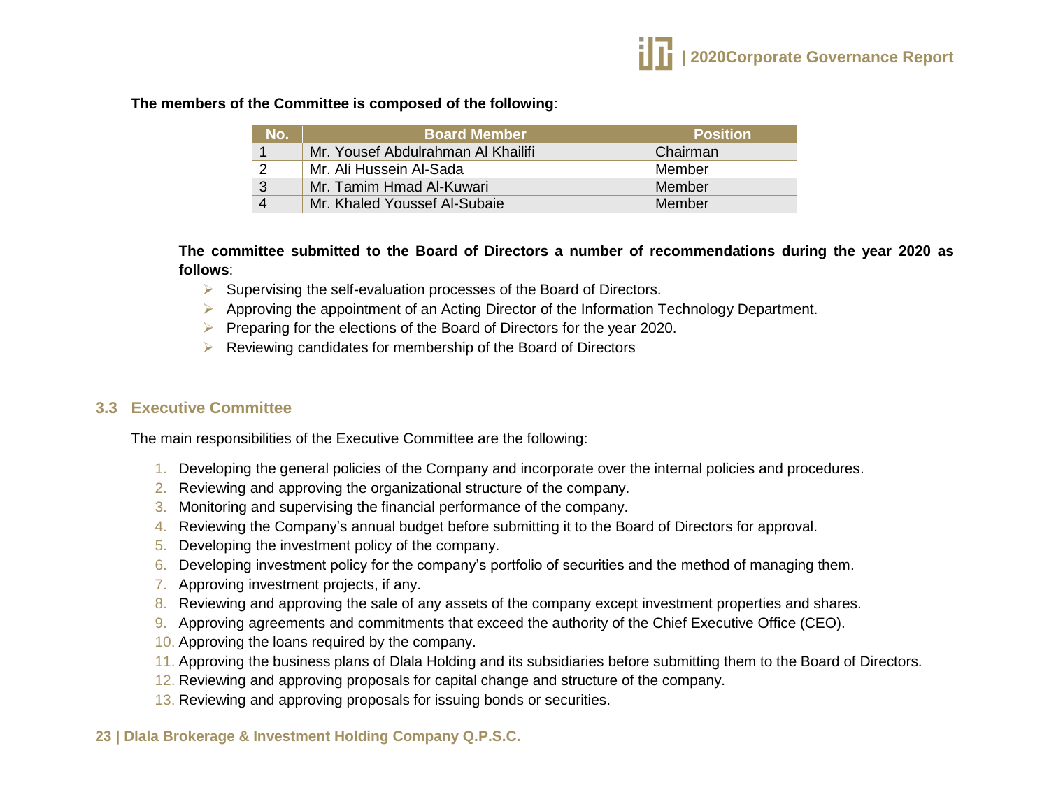**The members of the Committee is composed of the following**:

| No. | Board Member | Position |
|---|---|---|
| 1 | Mr. Yousef Abdulrahman Al Khailifi | Chairman |
| 2 | Mr. Ali Hussein Al-Sada | Member |
| 3 | Mr. Tamim Hmad Al-Kuwari | Member |
| 4 | Mr. Khaled Youssef Al-Subaie | Member |

**The committee submitted to the Board of Directors a number of recommendations during the year 2020 as follows**:

- Supervising the self-evaluation processes of the Board of Directors.
- Approving the appointment of an Acting Director of the Information Technology Department.
- Preparing for the elections of the Board of Directors for the year 2020.
- Reviewing candidates for membership of the Board of Directors

## 3.3 Executive Committee

The main responsibilities of the Executive Committee are the following:

1. Developing the general policies of the Company and incorporate over the internal policies and procedures.
2. Reviewing and approving the organizational structure of the company.
3. Monitoring and supervising the financial performance of the company.
4. Reviewing the Company's annual budget before submitting it to the Board of Directors for approval.
5. Developing the investment policy of the company.
6. Developing investment policy for the company's portfolio of securities and the method of managing them.
7. Approving investment projects, if any.
8. Reviewing and approving the sale of any assets of the company except investment properties and shares.
9. Approving agreements and commitments that exceed the authority of the Chief Executive Office (CEO).
10. Approving the loans required by the company.
11. Approving the business plans of Dlala Holding and its subsidiaries before submitting them to the Board of Directors.
12. Reviewing and approving proposals for capital change and structure of the company.
13. Reviewing and approving proposals for issuing bonds or securities.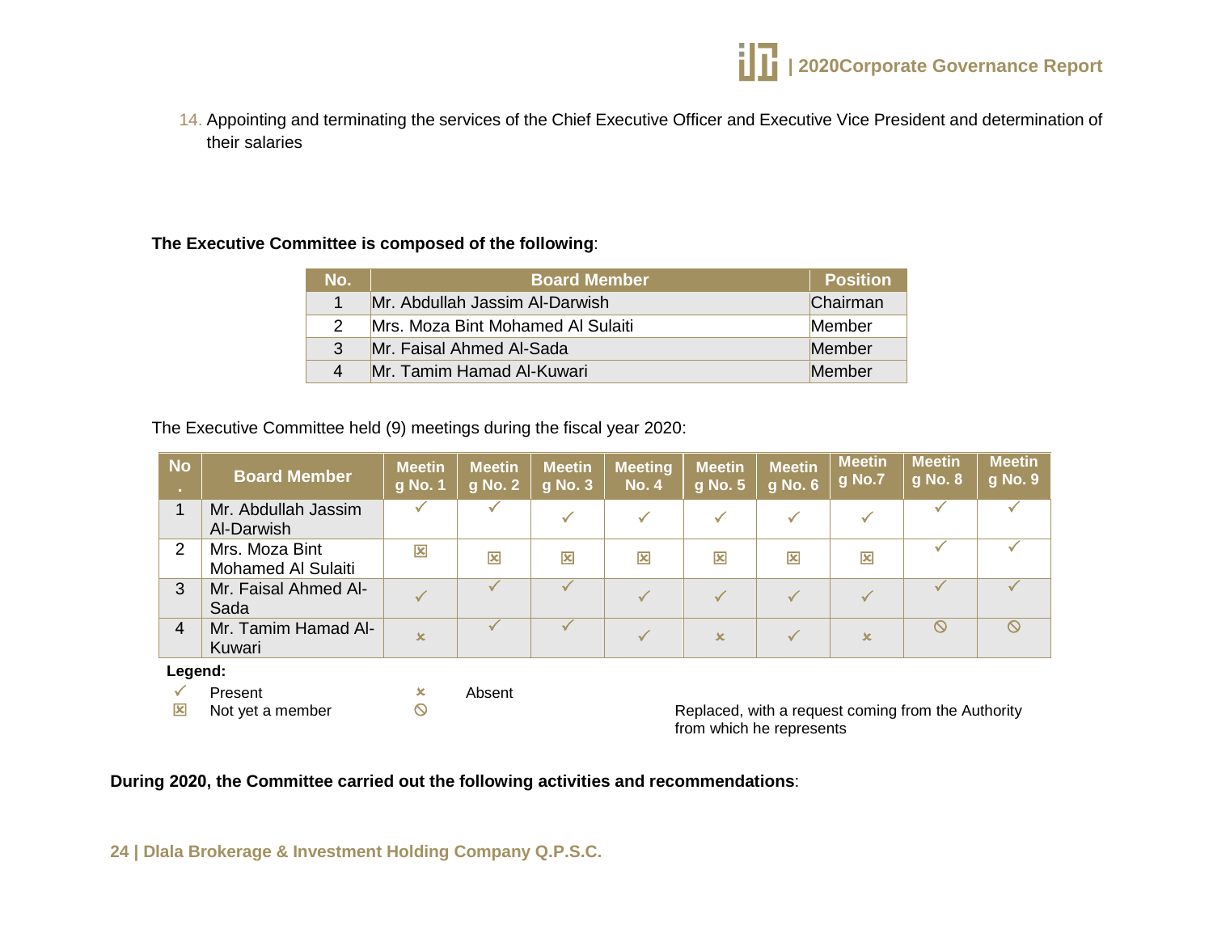14. Appointing and terminating the services of the Chief Executive Officer and Executive Vice President and determination of their salaries

**The Executive Committee is composed of the following**:

| No. | Board Member | Position |
|---|---|---|
| 1 | Mr. Abdullah Jassim Al-Darwish | Chairman |
| 2 | Mrs. Moza Bint Mohamed Al Sulaiti | Member |
| 3 | Mr. Faisal Ahmed Al-Sada | Member |
| 4 | Mr. Tamim Hamad Al-Kuwari | Member |

The Executive Committee held (9) meetings during the fiscal year 2020:

| No. | Board Member | Meeting No. 1 | Meeting No. 2 | Meeting No. 3 | Meeting No. 4 | Meeting No. 5 | Meeting No. 6 | Meeting No.7 | Meeting No. 8 | Meeting No. 9 |
|---|---|---|---|---|---|---|---|---|---|---|
| 1 | Mr. Abdullah Jassim Al-Darwish | ✓ | ✓ | ✓ | ✓ | ✓ | ✓ | ✓ | ✓ | ✓ |
| 2 | Mrs. Moza Bint Mohamed Al Sulaiti | ☒ | ☒ | ☒ | ☒ | ☒ | ☒ | ☒ | ✓ | ✓ |
| 3 | Mr. Faisal Ahmed Al-Sada | ✓ | ✓ | ✓ | ✓ | ✓ | ✓ | ✓ | ✓ | ✓ |
| 4 | Mr. Tamim Hamad Al-Kuwari | × | ✓ | ✓ | ✓ | × | ✓ | × | ⊘ | ⊘ |

**Legend:**

✓ Present

× Absent

☒ Not yet a member

⊘ Replaced, with a request coming from the Authority from which he represents

**During 2020, the Committee carried out the following activities and recommendations**: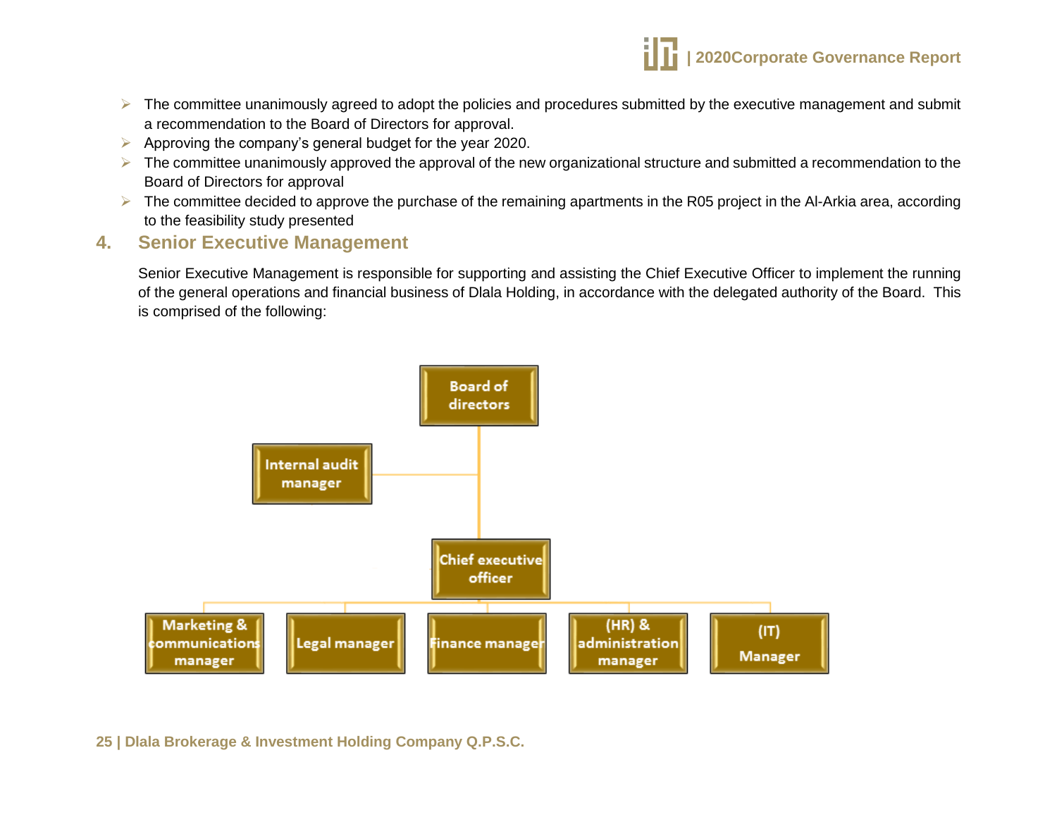- The committee unanimously agreed to adopt the policies and procedures submitted by the executive management and submit a recommendation to the Board of Directors for approval.
- Approving the company's general budget for the year 2020.
- The committee unanimously approved the approval of the new organizational structure and submitted a recommendation to the Board of Directors for approval
- The committee decided to approve the purchase of the remaining apartments in the R05 project in the Al-Arkia area, according to the feasibility study presented

## 4. Senior Executive Management

Senior Executive Management is responsible for supporting and assisting the Chief Executive Officer to implement the running of the general operations and financial business of Dlala Holding, in accordance with the delegated authority of the Board. This is comprised of the following:

- Board of directors
  - Internal audit manager
  - Chief executive officer
    - Marketing & communications manager
    - Legal manager
    - Finance manager
    - (HR) & administration manager
    - (IT) Manager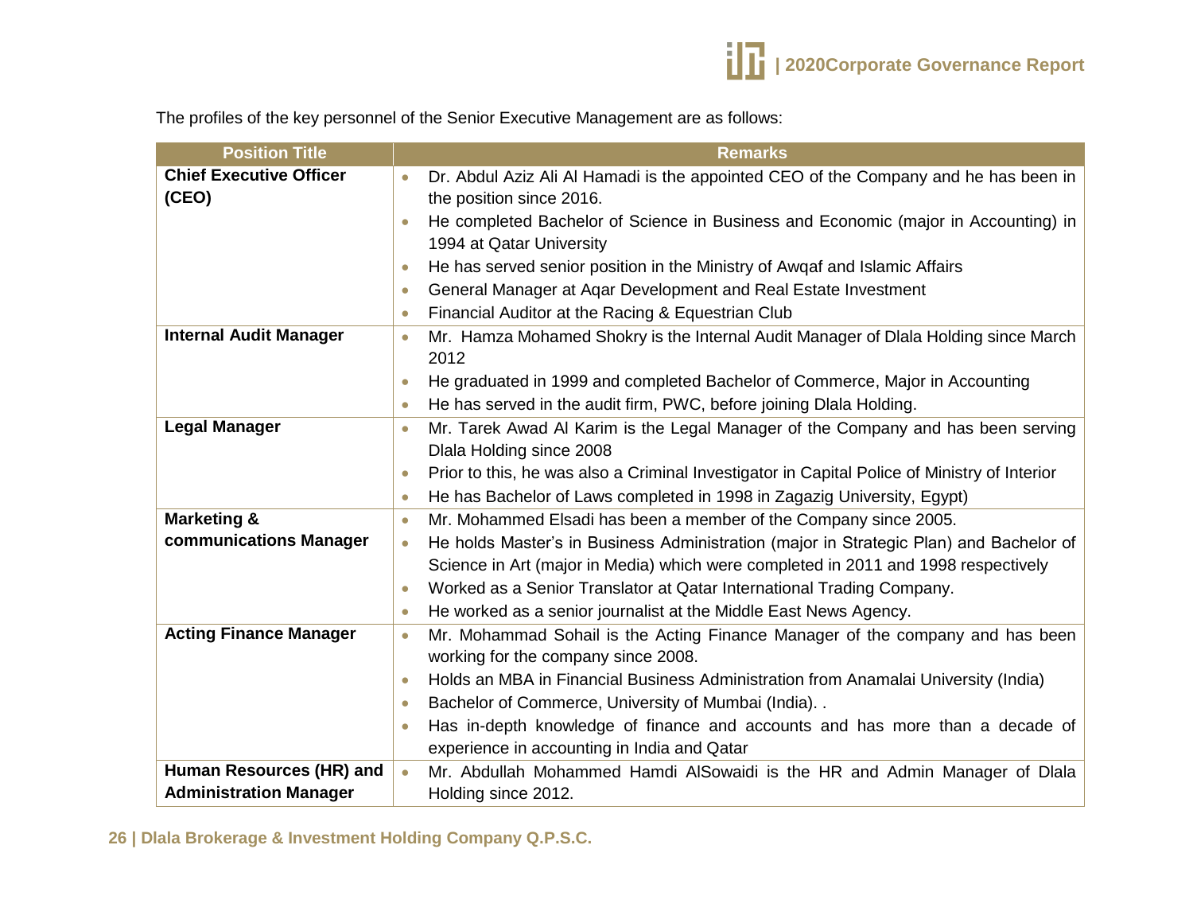The profiles of the key personnel of the Senior Executive Management are as follows:

| Position Title | Remarks |
|---|---|
| **Chief Executive Officer (CEO)** | • Dr. Abdul Aziz Ali Al Hamadi is the appointed CEO of the Company and he has been in the position since 2016.<br>• He completed Bachelor of Science in Business and Economic (major in Accounting) in 1994 at Qatar University<br>• He has served senior position in the Ministry of Awqaf and Islamic Affairs<br>• General Manager at Aqar Development and Real Estate Investment<br>• Financial Auditor at the Racing & Equestrian Club |
| **Internal Audit Manager** | • Mr. Hamza Mohamed Shokry is the Internal Audit Manager of Dlala Holding since March 2012<br>• He graduated in 1999 and completed Bachelor of Commerce, Major in Accounting<br>• He has served in the audit firm, PWC, before joining Dlala Holding. |
| **Legal Manager** | • Mr. Tarek Awad Al Karim is the Legal Manager of the Company and has been serving Dlala Holding since 2008<br>• Prior to this, he was also a Criminal Investigator in Capital Police of Ministry of Interior<br>• He has Bachelor of Laws completed in 1998 in Zagazig University, Egypt) |
| **Marketing & communications Manager** | • Mr. Mohammed Elsadi has been a member of the Company since 2005.<br>• He holds Master's in Business Administration (major in Strategic Plan) and Bachelor of Science in Art (major in Media) which were completed in 2011 and 1998 respectively<br>• Worked as a Senior Translator at Qatar International Trading Company.<br>• He worked as a senior journalist at the Middle East News Agency. |
| **Acting Finance Manager** | • Mr. Mohammad Sohail is the Acting Finance Manager of the company and has been working for the company since 2008.<br>• Holds an MBA in Financial Business Administration from Anamalai University (India)<br>• Bachelor of Commerce, University of Mumbai (India). .<br>• Has in-depth knowledge of finance and accounts and has more than a decade of experience in accounting in India and Qatar |
| **Human Resources (HR) and Administration Manager** | • Mr. Abdullah Mohammed Hamdi AlSowaidi is the HR and Admin Manager of Dlala Holding since 2012. |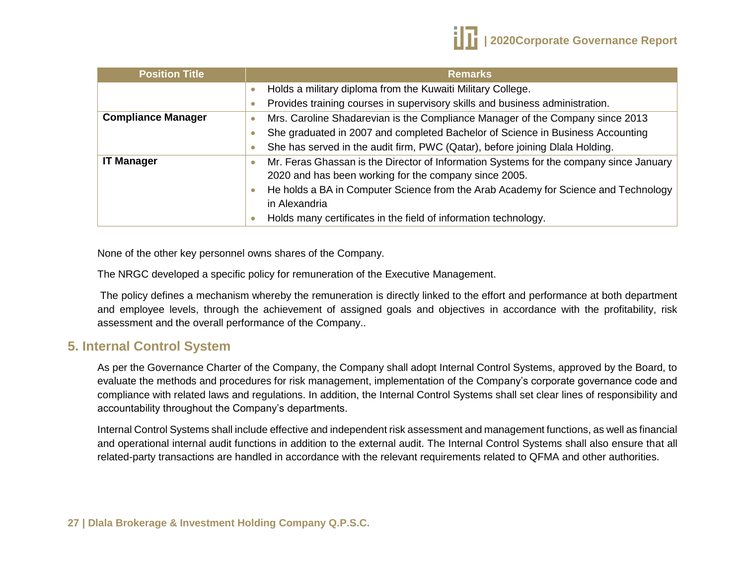| Position Title | Remarks |
|---|---|
| | • Holds a military diploma from the Kuwaiti Military College.<br>• Provides training courses in supervisory skills and business administration. |
| **Compliance Manager** | • Mrs. Caroline Shadarevian is the Compliance Manager of the Company since 2013<br>• She graduated in 2007 and completed Bachelor of Science in Business Accounting<br>• She has served in the audit firm, PWC (Qatar), before joining Dlala Holding. |
| **IT Manager** | • Mr. Feras Ghassan is the Director of Information Systems for the company since January 2020 and has been working for the company since 2005.<br>• He holds a BA in Computer Science from the Arab Academy for Science and Technology in Alexandria<br>• Holds many certificates in the field of information technology. |

None of the other key personnel owns shares of the Company.

The NRGC developed a specific policy for remuneration of the Executive Management.

The policy defines a mechanism whereby the remuneration is directly linked to the effort and performance at both department and employee levels, through the achievement of assigned goals and objectives in accordance with the profitability, risk assessment and the overall performance of the Company..

## 5. Internal Control System

As per the Governance Charter of the Company, the Company shall adopt Internal Control Systems, approved by the Board, to evaluate the methods and procedures for risk management, implementation of the Company's corporate governance code and compliance with related laws and regulations. In addition, the Internal Control Systems shall set clear lines of responsibility and accountability throughout the Company's departments.

Internal Control Systems shall include effective and independent risk assessment and management functions, as well as financial and operational internal audit functions in addition to the external audit. The Internal Control Systems shall also ensure that all related-party transactions are handled in accordance with the relevant requirements related to QFMA and other authorities.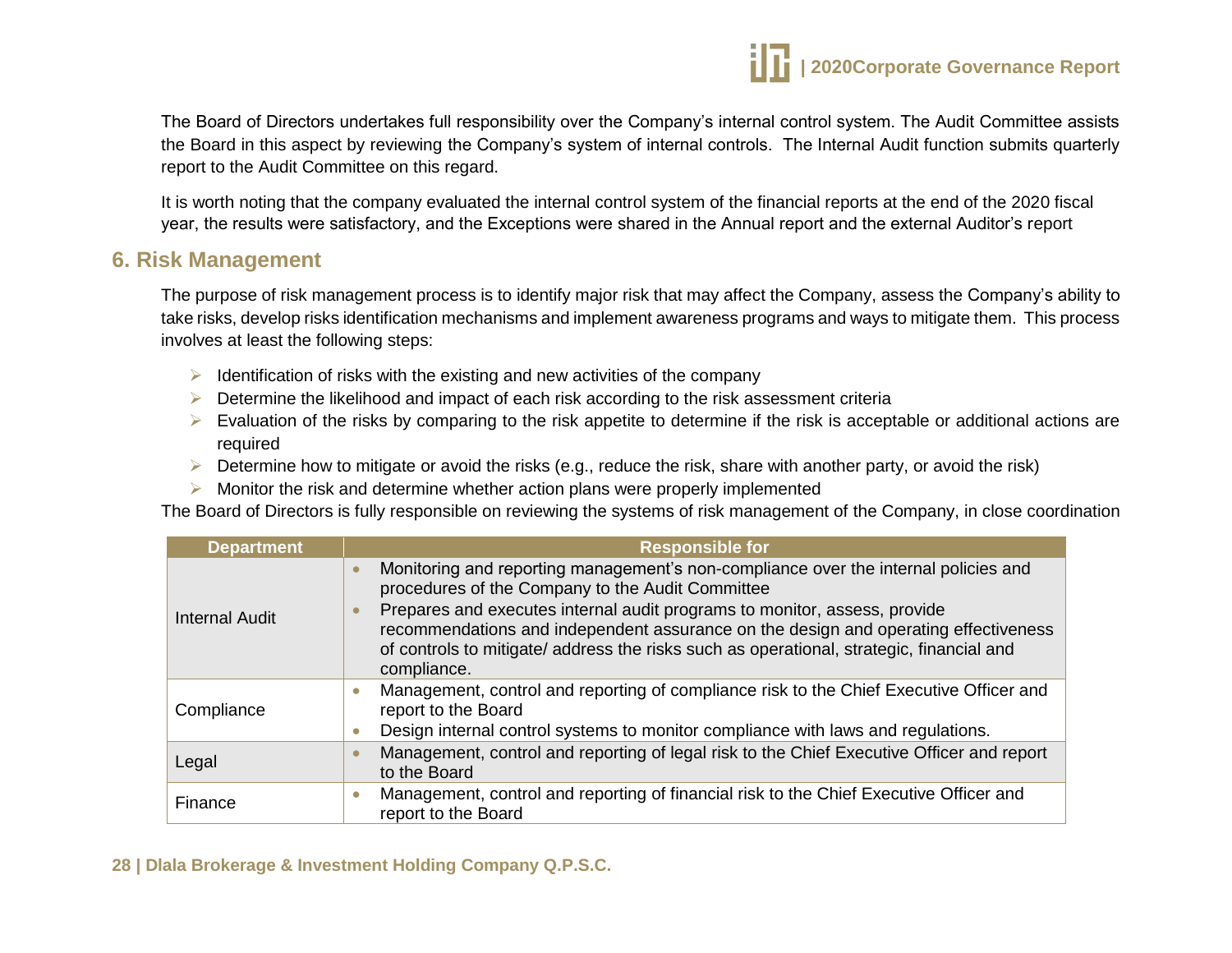The Board of Directors undertakes full responsibility over the Company's internal control system. The Audit Committee assists the Board in this aspect by reviewing the Company's system of internal controls. The Internal Audit function submits quarterly report to the Audit Committee on this regard.

It is worth noting that the company evaluated the internal control system of the financial reports at the end of the 2020 fiscal year, the results were satisfactory, and the Exceptions were shared in the Annual report and the external Auditor's report

## 6. Risk Management

The purpose of risk management process is to identify major risk that may affect the Company, assess the Company's ability to take risks, develop risks identification mechanisms and implement awareness programs and ways to mitigate them. This process involves at least the following steps:

- Identification of risks with the existing and new activities of the company
- Determine the likelihood and impact of each risk according to the risk assessment criteria
- Evaluation of the risks by comparing to the risk appetite to determine if the risk is acceptable or additional actions are required
- Determine how to mitigate or avoid the risks (e.g., reduce the risk, share with another party, or avoid the risk)
- Monitor the risk and determine whether action plans were properly implemented

The Board of Directors is fully responsible on reviewing the systems of risk management of the Company, in close coordination

| Department | Responsible for |
|---|---|
| Internal Audit | • Monitoring and reporting management's non-compliance over the internal policies and procedures of the Company to the Audit Committee<br>• Prepares and executes internal audit programs to monitor, assess, provide recommendations and independent assurance on the design and operating effectiveness of controls to mitigate/ address the risks such as operational, strategic, financial and compliance. |
| Compliance | • Management, control and reporting of compliance risk to the Chief Executive Officer and report to the Board<br>• Design internal control systems to monitor compliance with laws and regulations. |
| Legal | • Management, control and reporting of legal risk to the Chief Executive Officer and report to the Board |
| Finance | • Management, control and reporting of financial risk to the Chief Executive Officer and report to the Board |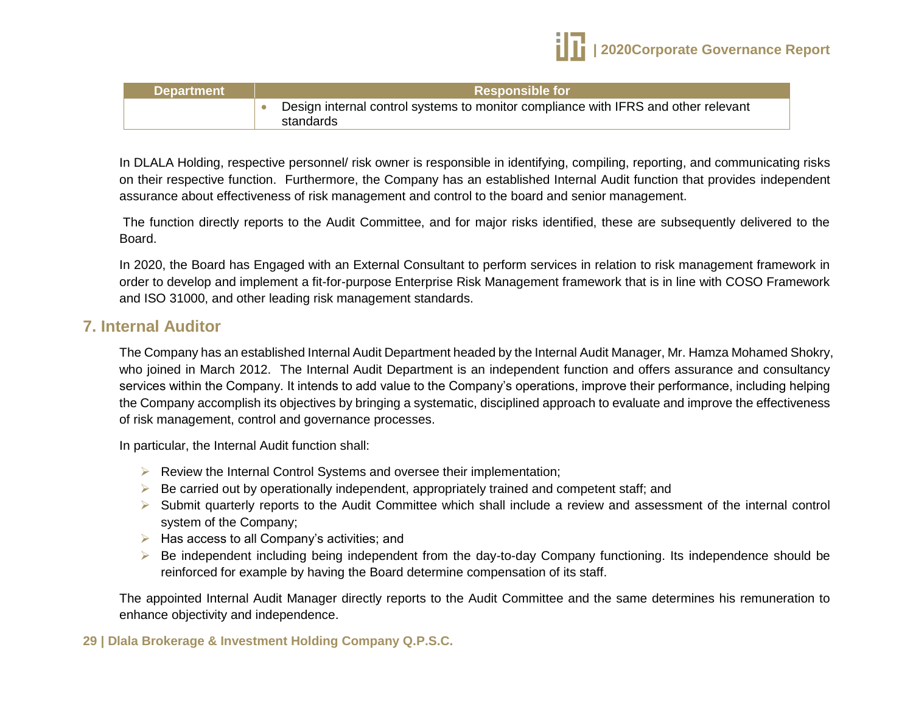| Department | Responsible for |
|---|---|
| | • Design internal control systems to monitor compliance with IFRS and other relevant standards |

In DLALA Holding, respective personnel/ risk owner is responsible in identifying, compiling, reporting, and communicating risks on their respective function. Furthermore, the Company has an established Internal Audit function that provides independent assurance about effectiveness of risk management and control to the board and senior management.

The function directly reports to the Audit Committee, and for major risks identified, these are subsequently delivered to the Board.

In 2020, the Board has Engaged with an External Consultant to perform services in relation to risk management framework in order to develop and implement a fit-for-purpose Enterprise Risk Management framework that is in line with COSO Framework and ISO 31000, and other leading risk management standards.

## 7. Internal Auditor

The Company has an established Internal Audit Department headed by the Internal Audit Manager, Mr. Hamza Mohamed Shokry, who joined in March 2012. The Internal Audit Department is an independent function and offers assurance and consultancy services within the Company. It intends to add value to the Company's operations, improve their performance, including helping the Company accomplish its objectives by bringing a systematic, disciplined approach to evaluate and improve the effectiveness of risk management, control and governance processes.

In particular, the Internal Audit function shall:

- Review the Internal Control Systems and oversee their implementation;
- Be carried out by operationally independent, appropriately trained and competent staff; and
- Submit quarterly reports to the Audit Committee which shall include a review and assessment of the internal control system of the Company;
- Has access to all Company's activities; and
- Be independent including being independent from the day-to-day Company functioning. Its independence should be reinforced for example by having the Board determine compensation of its staff.

The appointed Internal Audit Manager directly reports to the Audit Committee and the same determines his remuneration to enhance objectivity and independence.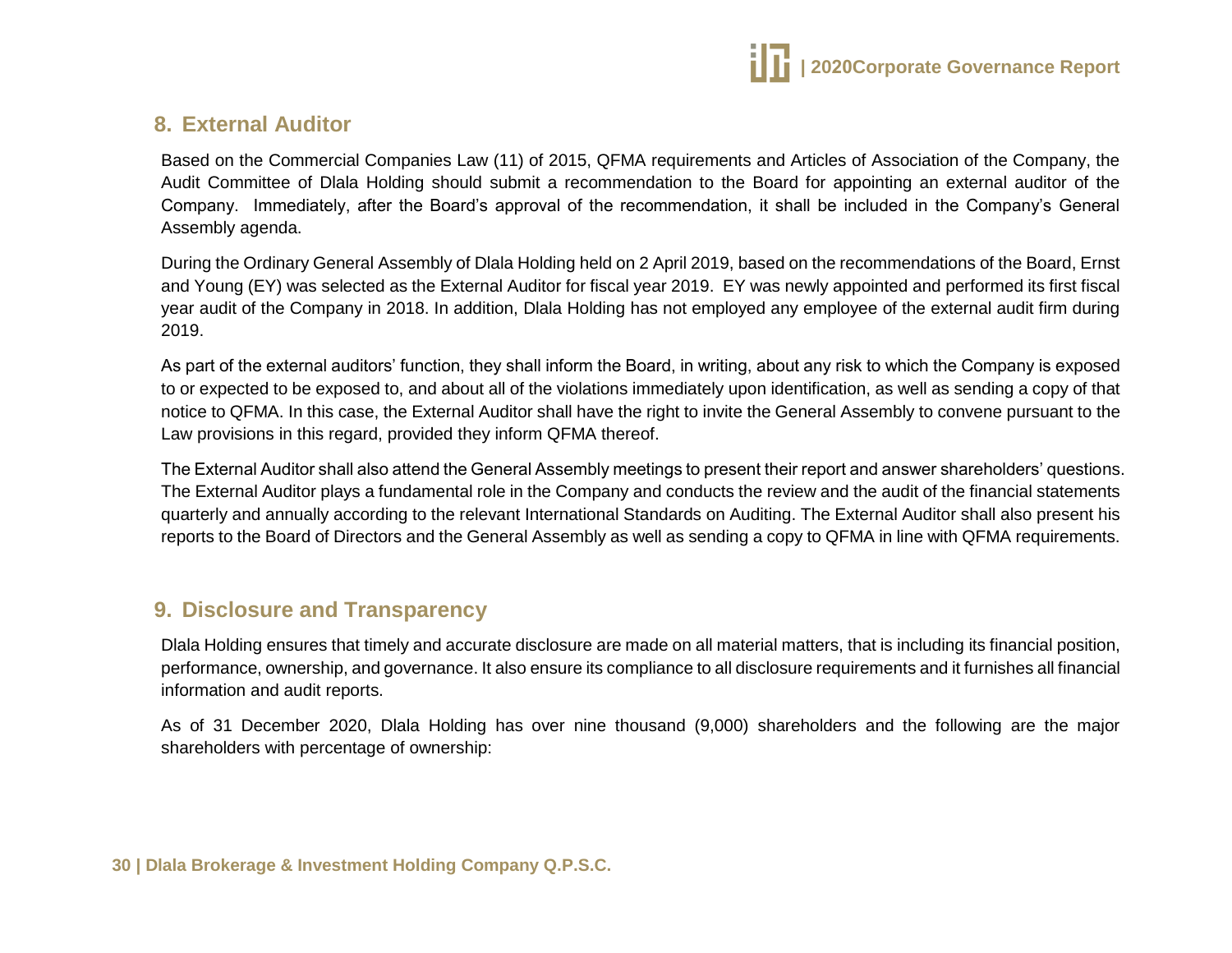## 8. External Auditor

Based on the Commercial Companies Law (11) of 2015, QFMA requirements and Articles of Association of the Company, the Audit Committee of Dlala Holding should submit a recommendation to the Board for appointing an external auditor of the Company. Immediately, after the Board's approval of the recommendation, it shall be included in the Company's General Assembly agenda.

During the Ordinary General Assembly of Dlala Holding held on 2 April 2019, based on the recommendations of the Board, Ernst and Young (EY) was selected as the External Auditor for fiscal year 2019. EY was newly appointed and performed its first fiscal year audit of the Company in 2018. In addition, Dlala Holding has not employed any employee of the external audit firm during 2019.

As part of the external auditors' function, they shall inform the Board, in writing, about any risk to which the Company is exposed to or expected to be exposed to, and about all of the violations immediately upon identification, as well as sending a copy of that notice to QFMA. In this case, the External Auditor shall have the right to invite the General Assembly to convene pursuant to the Law provisions in this regard, provided they inform QFMA thereof.

The External Auditor shall also attend the General Assembly meetings to present their report and answer shareholders' questions. The External Auditor plays a fundamental role in the Company and conducts the review and the audit of the financial statements quarterly and annually according to the relevant International Standards on Auditing. The External Auditor shall also present his reports to the Board of Directors and the General Assembly as well as sending a copy to QFMA in line with QFMA requirements.

## 9. Disclosure and Transparency

Dlala Holding ensures that timely and accurate disclosure are made on all material matters, that is including its financial position, performance, ownership, and governance. It also ensure its compliance to all disclosure requirements and it furnishes all financial information and audit reports.

As of 31 December 2020, Dlala Holding has over nine thousand (9,000) shareholders and the following are the major shareholders with percentage of ownership: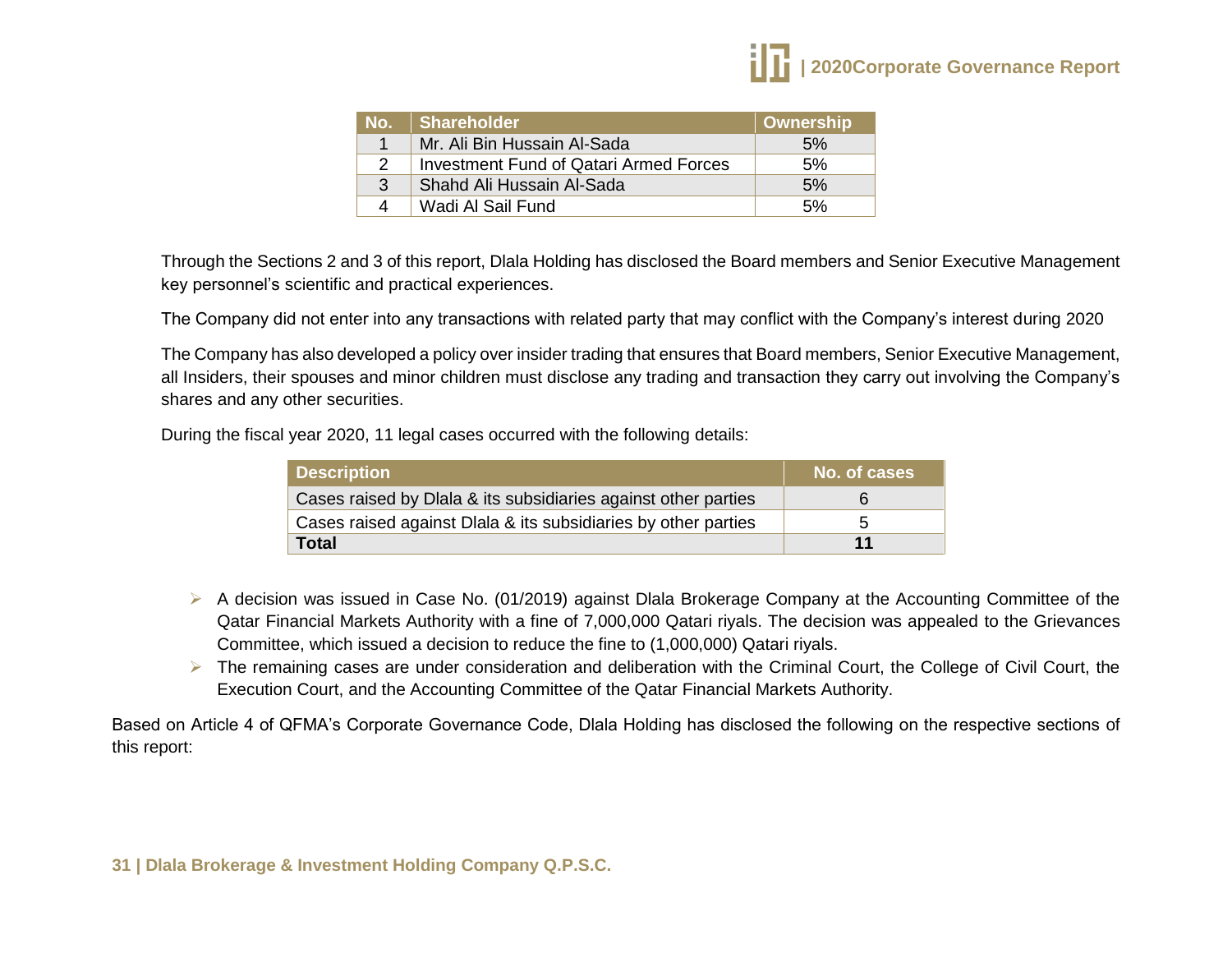| No. | Shareholder | Ownership |
|---|---|---|
| 1 | Mr. Ali Bin Hussain Al-Sada | 5% |
| 2 | Investment Fund of Qatari Armed Forces | 5% |
| 3 | Shahd Ali Hussain Al-Sada | 5% |
| 4 | Wadi Al Sail Fund | 5% |

Through the Sections 2 and 3 of this report, Dlala Holding has disclosed the Board members and Senior Executive Management key personnel's scientific and practical experiences.

The Company did not enter into any transactions with related party that may conflict with the Company's interest during 2020

The Company has also developed a policy over insider trading that ensures that Board members, Senior Executive Management, all Insiders, their spouses and minor children must disclose any trading and transaction they carry out involving the Company's shares and any other securities.

During the fiscal year 2020, 11 legal cases occurred with the following details:

| Description | No. of cases |
|---|---|
| Cases raised by Dlala & its subsidiaries against other parties | 6 |
| Cases raised against Dlala & its subsidiaries by other parties | 5 |
| **Total** | **11** |

- A decision was issued in Case No. (01/2019) against Dlala Brokerage Company at the Accounting Committee of the Qatar Financial Markets Authority with a fine of 7,000,000 Qatari riyals. The decision was appealed to the Grievances Committee, which issued a decision to reduce the fine to (1,000,000) Qatari riyals.
- The remaining cases are under consideration and deliberation with the Criminal Court, the College of Civil Court, the Execution Court, and the Accounting Committee of the Qatar Financial Markets Authority.

Based on Article 4 of QFMA's Corporate Governance Code, Dlala Holding has disclosed the following on the respective sections of this report: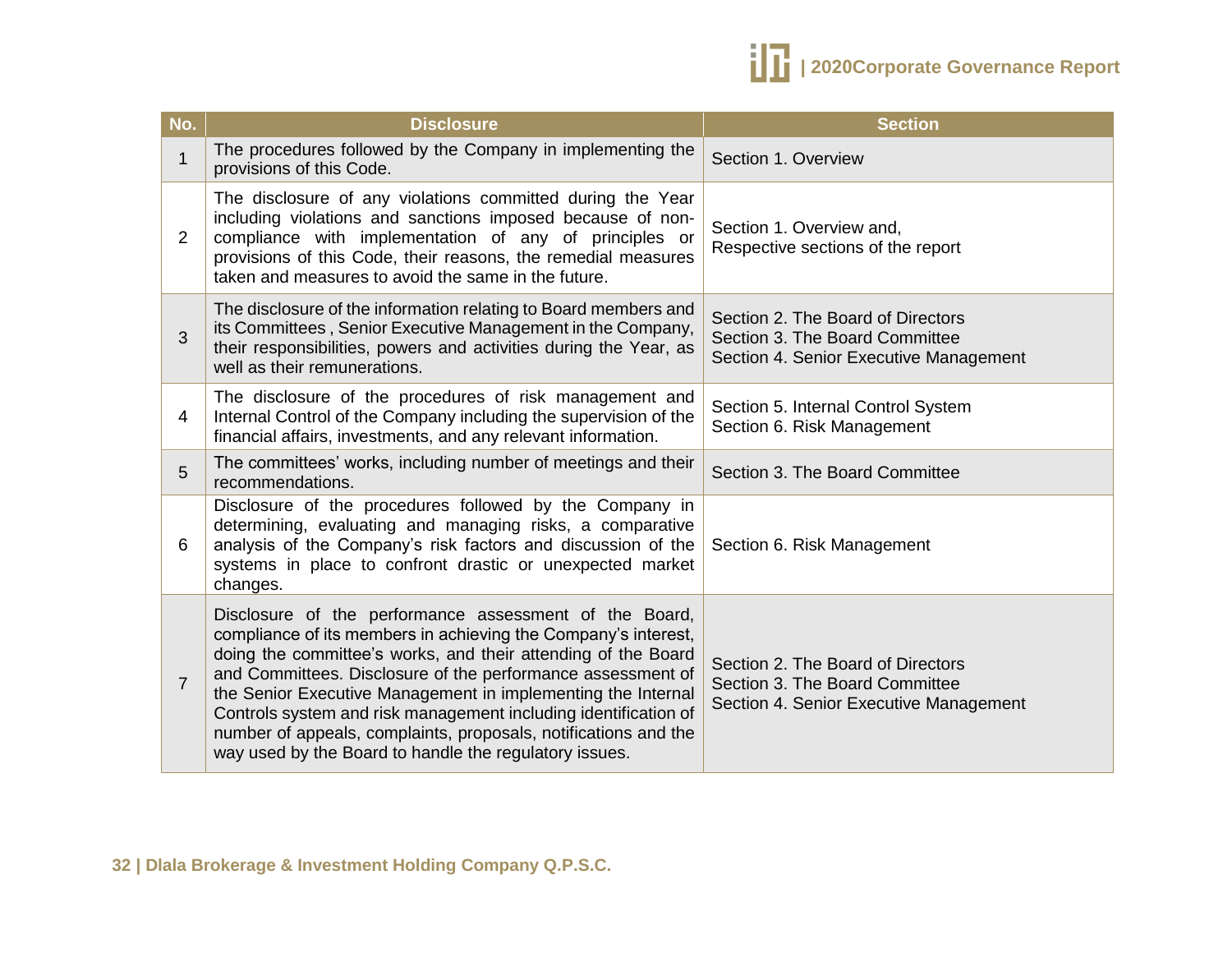| No. | Disclosure | Section |
|---|---|---|
| 1 | The procedures followed by the Company in implementing the provisions of this Code. | Section 1. Overview |
| 2 | The disclosure of any violations committed during the Year including violations and sanctions imposed because of non-compliance with implementation of any of principles or provisions of this Code, their reasons, the remedial measures taken and measures to avoid the same in the future. | Section 1. Overview and,<br>Respective sections of the report |
| 3 | The disclosure of the information relating to Board members and its Committees , Senior Executive Management in the Company, their responsibilities, powers and activities during the Year, as well as their remunerations. | Section 2. The Board of Directors<br>Section 3. The Board Committee<br>Section 4. Senior Executive Management |
| 4 | The disclosure of the procedures of risk management and Internal Control of the Company including the supervision of the financial affairs, investments, and any relevant information. | Section 5. Internal Control System<br>Section 6. Risk Management |
| 5 | The committees' works, including number of meetings and their recommendations. | Section 3. The Board Committee |
| 6 | Disclosure of the procedures followed by the Company in determining, evaluating and managing risks, a comparative analysis of the Company's risk factors and discussion of the systems in place to confront drastic or unexpected market changes. | Section 6. Risk Management |
| 7 | Disclosure of the performance assessment of the Board, compliance of its members in achieving the Company's interest, doing the committee's works, and their attending of the Board and Committees. Disclosure of the performance assessment of the Senior Executive Management in implementing the Internal Controls system and risk management including identification of number of appeals, complaints, proposals, notifications and the way used by the Board to handle the regulatory issues. | Section 2. The Board of Directors<br>Section 3. The Board Committee<br>Section 4. Senior Executive Management |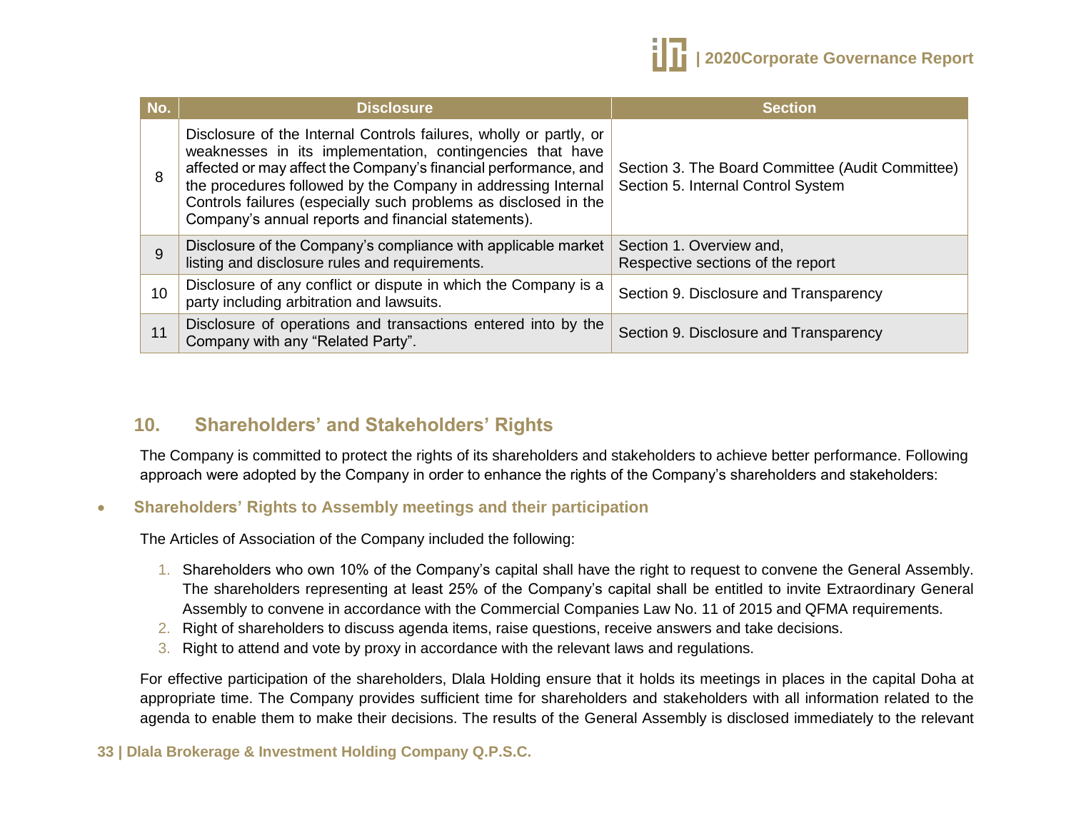| No. | Disclosure | Section |
|---|---|---|
| 8 | Disclosure of the Internal Controls failures, wholly or partly, or weaknesses in its implementation, contingencies that have affected or may affect the Company's financial performance, and the procedures followed by the Company in addressing Internal Controls failures (especially such problems as disclosed in the Company's annual reports and financial statements). | Section 3. The Board Committee (Audit Committee) Section 5. Internal Control System |
| 9 | Disclosure of the Company's compliance with applicable market listing and disclosure rules and requirements. | Section 1. Overview and, Respective sections of the report |
| 10 | Disclosure of any conflict or dispute in which the Company is a party including arbitration and lawsuits. | Section 9. Disclosure and Transparency |
| 11 | Disclosure of operations and transactions entered into by the Company with any "Related Party". | Section 9. Disclosure and Transparency |

## 10. Shareholders' and Stakeholders' Rights

The Company is committed to protect the rights of its shareholders and stakeholders to achieve better performance. Following approach were adopted by the Company in order to enhance the rights of the Company's shareholders and stakeholders:

- **Shareholders' Rights to Assembly meetings and their participation**

The Articles of Association of the Company included the following:

1. Shareholders who own 10% of the Company's capital shall have the right to request to convene the General Assembly. The shareholders representing at least 25% of the Company's capital shall be entitled to invite Extraordinary General Assembly to convene in accordance with the Commercial Companies Law No. 11 of 2015 and QFMA requirements.
2. Right of shareholders to discuss agenda items, raise questions, receive answers and take decisions.
3. Right to attend and vote by proxy in accordance with the relevant laws and regulations.

For effective participation of the shareholders, Dlala Holding ensure that it holds its meetings in places in the capital Doha at appropriate time. The Company provides sufficient time for shareholders and stakeholders with all information related to the agenda to enable them to make their decisions. The results of the General Assembly is disclosed immediately to the relevant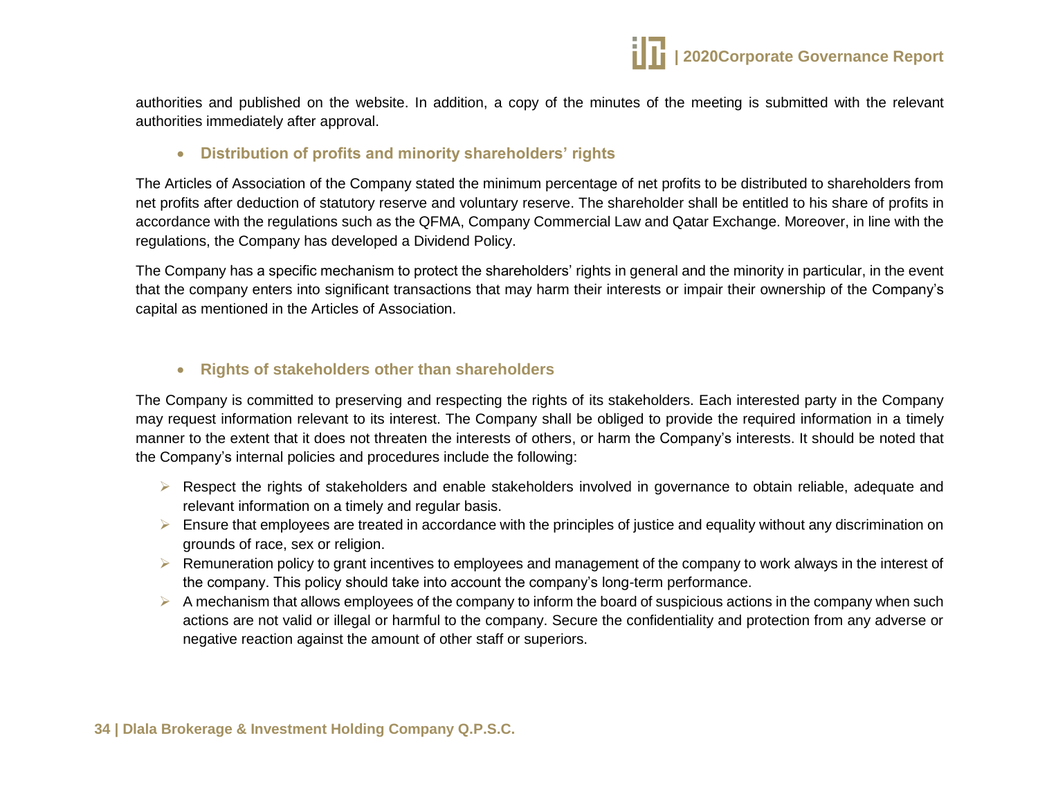authorities and published on the website. In addition, a copy of the minutes of the meeting is submitted with the relevant authorities immediately after approval.

- **Distribution of profits and minority shareholders' rights**

The Articles of Association of the Company stated the minimum percentage of net profits to be distributed to shareholders from net profits after deduction of statutory reserve and voluntary reserve. The shareholder shall be entitled to his share of profits in accordance with the regulations such as the QFMA, Company Commercial Law and Qatar Exchange. Moreover, in line with the regulations, the Company has developed a Dividend Policy.

The Company has a specific mechanism to protect the shareholders' rights in general and the minority in particular, in the event that the company enters into significant transactions that may harm their interests or impair their ownership of the Company's capital as mentioned in the Articles of Association.

- **Rights of stakeholders other than shareholders**

The Company is committed to preserving and respecting the rights of its stakeholders. Each interested party in the Company may request information relevant to its interest. The Company shall be obliged to provide the required information in a timely manner to the extent that it does not threaten the interests of others, or harm the Company's interests. It should be noted that the Company's internal policies and procedures include the following:

- Respect the rights of stakeholders and enable stakeholders involved in governance to obtain reliable, adequate and relevant information on a timely and regular basis.
- Ensure that employees are treated in accordance with the principles of justice and equality without any discrimination on grounds of race, sex or religion.
- Remuneration policy to grant incentives to employees and management of the company to work always in the interest of the company. This policy should take into account the company's long-term performance.
- A mechanism that allows employees of the company to inform the board of suspicious actions in the company when such actions are not valid or illegal or harmful to the company. Secure the confidentiality and protection from any adverse or negative reaction against the amount of other staff or superiors.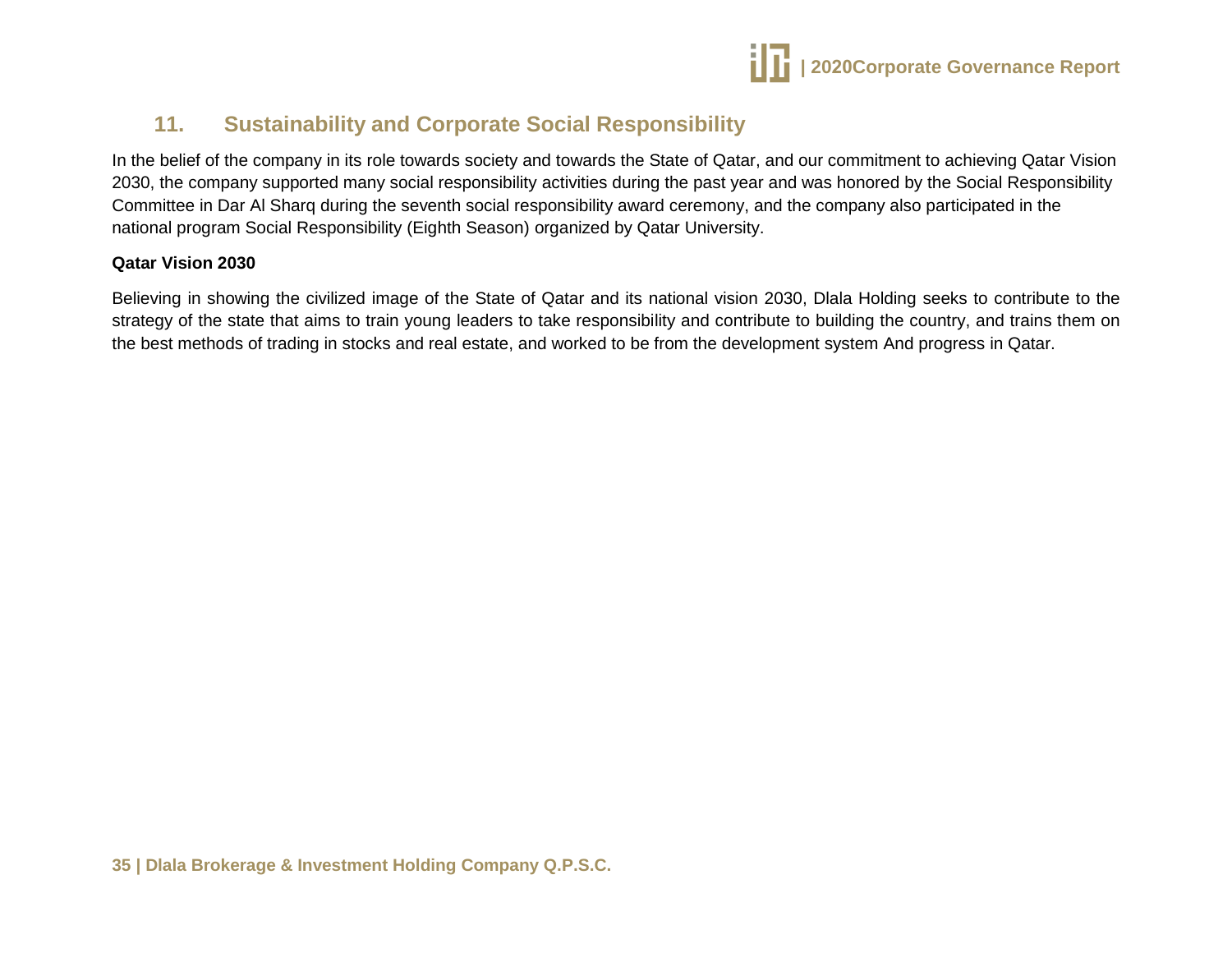## 11. Sustainability and Corporate Social Responsibility

In the belief of the company in its role towards society and towards the State of Qatar, and our commitment to achieving Qatar Vision 2030, the company supported many social responsibility activities during the past year and was honored by the Social Responsibility Committee in Dar Al Sharq during the seventh social responsibility award ceremony, and the company also participated in the national program Social Responsibility (Eighth Season) organized by Qatar University.

**Qatar Vision 2030**

Believing in showing the civilized image of the State of Qatar and its national vision 2030, Dlala Holding seeks to contribute to the strategy of the state that aims to train young leaders to take responsibility and contribute to building the country, and trains them on the best methods of trading in stocks and real estate, and worked to be from the development system And progress in Qatar.